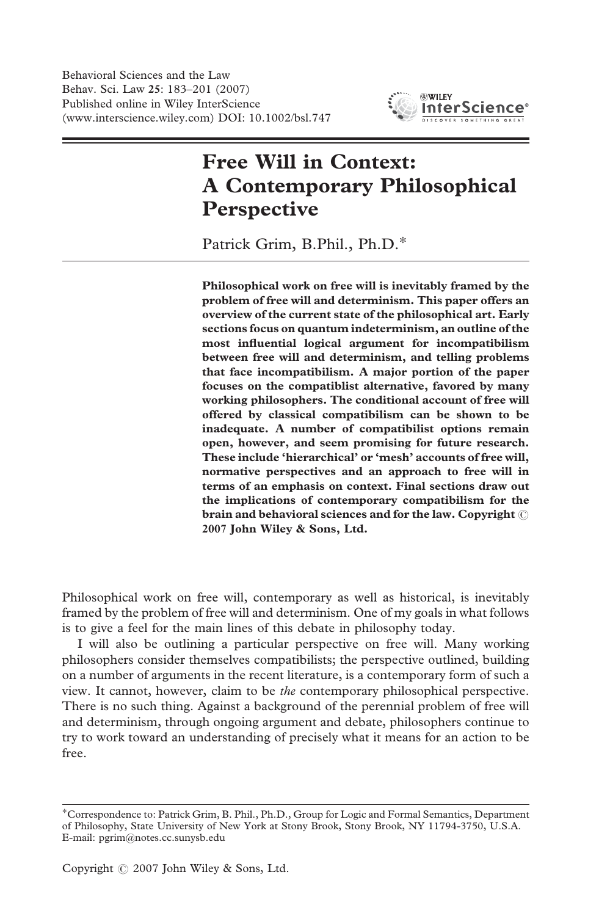

# Free Will in Context: A Contemporary Philosophical Perspective

Patrick Grim, B.Phil., Ph.D.\*

Philosophical work on free will is inevitably framed by the problem of free will and determinism. This paper offers an overview of the current state of the philosophical art. Early sections focus on quantum indeterminism, an outline of the most influential logical argument for incompatibilism between free will and determinism, and telling problems that face incompatibilism. A major portion of the paper focuses on the compatiblist alternative, favored by many working philosophers. The conditional account of free will offered by classical compatibilism can be shown to be inadequate. A number of compatibilist options remain open, however, and seem promising for future research. These include 'hierarchical' or 'mesh' accounts of free will, normative perspectives and an approach to free will in terms of an emphasis on context. Final sections draw out the implications of contemporary compatibilism for the brain and behavioral sciences and for the law. Copyright  $\circledcirc$ 2007 John Wiley & Sons, Ltd.

Philosophical work on free will, contemporary as well as historical, is inevitably framed by the problem of free will and determinism. One of my goals in what follows is to give a feel for the main lines of this debate in philosophy today.

I will also be outlining a particular perspective on free will. Many working philosophers consider themselves compatibilists; the perspective outlined, building on a number of arguments in the recent literature, is a contemporary form of such a view. It cannot, however, claim to be the contemporary philosophical perspective. There is no such thing. Against a background of the perennial problem of free will and determinism, through ongoing argument and debate, philosophers continue to try to work toward an understanding of precisely what it means for an action to be free.

<sup>\*</sup>Correspondence to: Patrick Grim, B. Phil., Ph.D., Group for Logic and Formal Semantics, Department of Philosophy, State University of New York at Stony Brook, Stony Brook, NY 11794-3750, U.S.A. E-mail: pgrim@notes.cc.sunysb.edu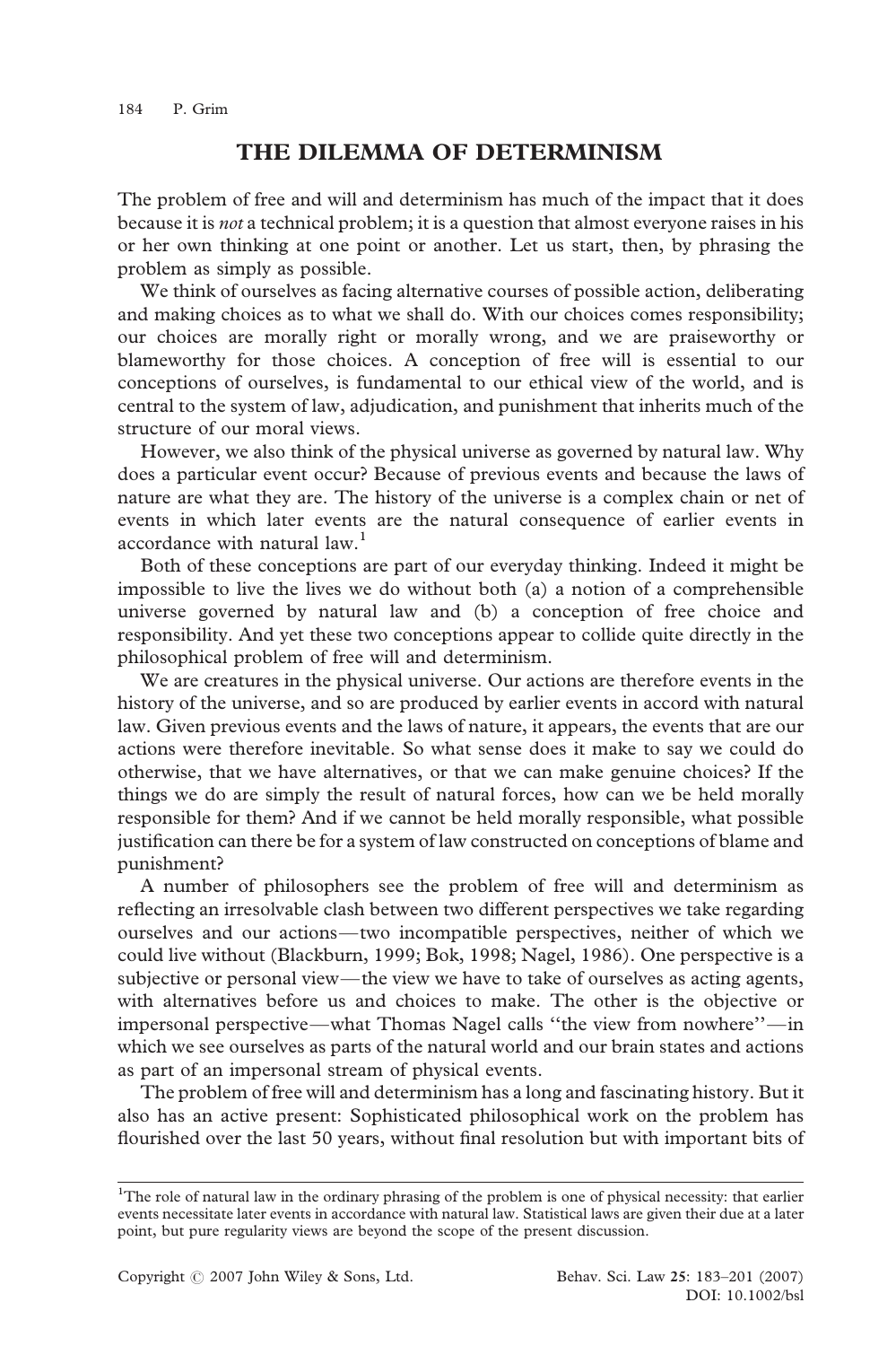## THE DILEMMA OF DETERMINISM

The problem of free and will and determinism has much of the impact that it does because it is not a technical problem; it is a question that almost everyone raises in his or her own thinking at one point or another. Let us start, then, by phrasing the problem as simply as possible.

We think of ourselves as facing alternative courses of possible action, deliberating and making choices as to what we shall do. With our choices comes responsibility; our choices are morally right or morally wrong, and we are praiseworthy or blameworthy for those choices. A conception of free will is essential to our conceptions of ourselves, is fundamental to our ethical view of the world, and is central to the system of law, adjudication, and punishment that inherits much of the structure of our moral views.

However, we also think of the physical universe as governed by natural law. Why does a particular event occur? Because of previous events and because the laws of nature are what they are. The history of the universe is a complex chain or net of events in which later events are the natural consequence of earlier events in accordance with natural law.<sup>1</sup>

Both of these conceptions are part of our everyday thinking. Indeed it might be impossible to live the lives we do without both (a) a notion of a comprehensible universe governed by natural law and (b) a conception of free choice and responsibility. And yet these two conceptions appear to collide quite directly in the philosophical problem of free will and determinism.

We are creatures in the physical universe. Our actions are therefore events in the history of the universe, and so are produced by earlier events in accord with natural law. Given previous events and the laws of nature, it appears, the events that are our actions were therefore inevitable. So what sense does it make to say we could do otherwise, that we have alternatives, or that we can make genuine choices? If the things we do are simply the result of natural forces, how can we be held morally responsible for them? And if we cannot be held morally responsible, what possible justification can there be for a system of law constructed on conceptions of blame and punishment?

A number of philosophers see the problem of free will and determinism as reflecting an irresolvable clash between two different perspectives we take regarding ourselves and our actions— two incompatible perspectives, neither of which we could live without (Blackburn, 1999; Bok, 1998; Nagel, 1986). One perspective is a subjective or personal view— the view we have to take of ourselves as acting agents, with alternatives before us and choices to make. The other is the objective or impersonal perspective—what Thomas Nagel calls ''the view from nowhere''—in which we see ourselves as parts of the natural world and our brain states and actions as part of an impersonal stream of physical events.

The problem of free will and determinism has a long and fascinating history. But it also has an active present: Sophisticated philosophical work on the problem has flourished over the last 50 years, without final resolution but with important bits of

<sup>&</sup>lt;sup>1</sup>The role of natural law in the ordinary phrasing of the problem is one of physical necessity: that earlier events necessitate later events in accordance with natural law. Statistical laws are given their due at a later point, but pure regularity views are beyond the scope of the present discussion.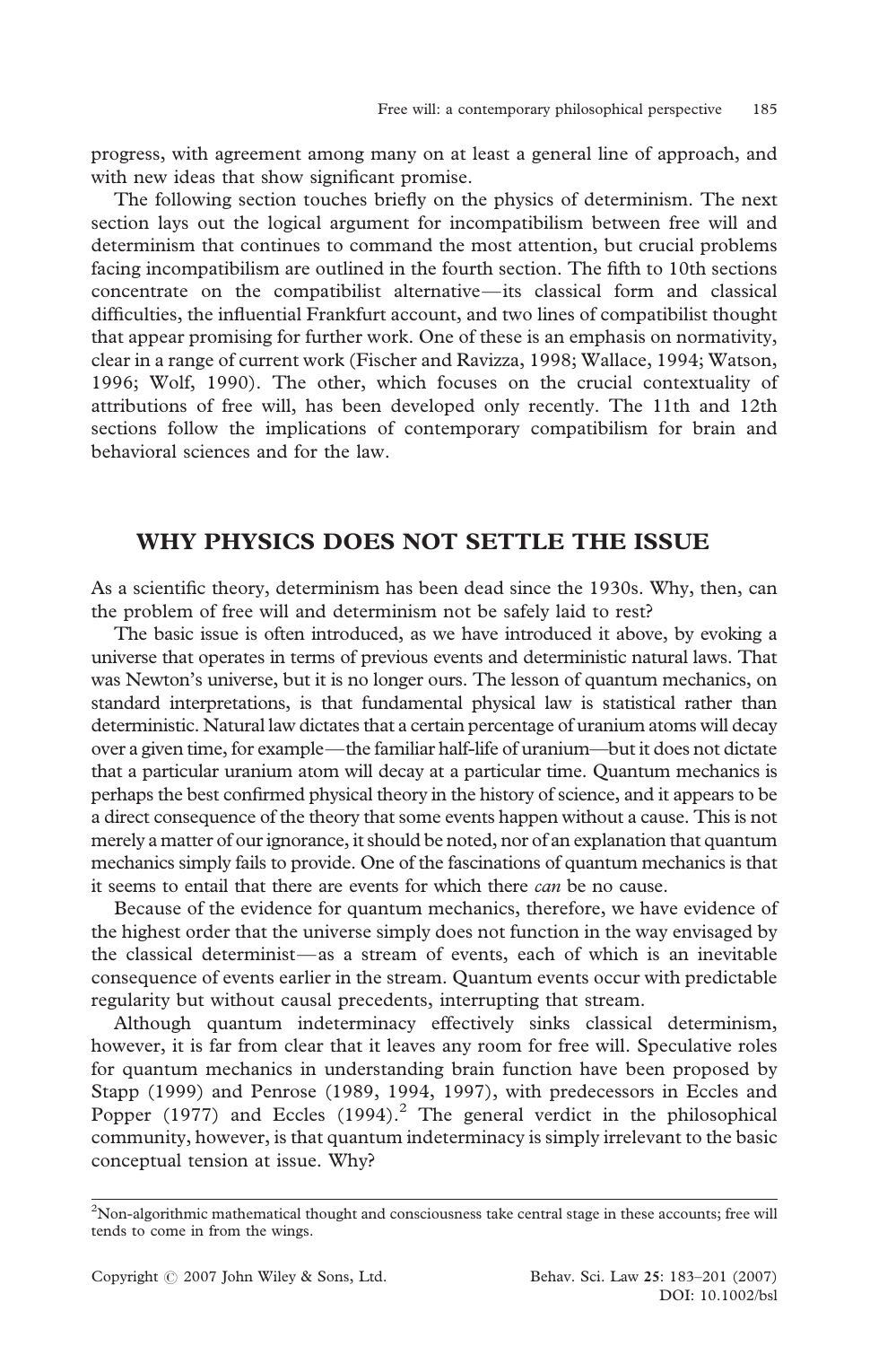progress, with agreement among many on at least a general line of approach, and with new ideas that show significant promise.

The following section touches briefly on the physics of determinism. The next section lays out the logical argument for incompatibilism between free will and determinism that continues to command the most attention, but crucial problems facing incompatibilism are outlined in the fourth section. The fifth to 10th sections concentrate on the compatibilist alternative—its classical form and classical difficulties, the influential Frankfurt account, and two lines of compatibilist thought that appear promising for further work. One of these is an emphasis on normativity, clear in a range of current work (Fischer and Ravizza, 1998; Wallace, 1994; Watson, 1996; Wolf, 1990). The other, which focuses on the crucial contextuality of attributions of free will, has been developed only recently. The 11th and 12th sections follow the implications of contemporary compatibilism for brain and behavioral sciences and for the law.

#### WHY PHYSICS DOES NOT SETTLE THE ISSUE

As a scientific theory, determinism has been dead since the 1930s. Why, then, can the problem of free will and determinism not be safely laid to rest?

The basic issue is often introduced, as we have introduced it above, by evoking a universe that operates in terms of previous events and deterministic natural laws. That was Newton's universe, but it is no longer ours. The lesson of quantum mechanics, on standard interpretations, is that fundamental physical law is statistical rather than deterministic. Natural law dictates that a certain percentage of uranium atoms will decay over a given time, for example—the familiar half-life of uranium—but it does not dictate that a particular uranium atom will decay at a particular time. Quantum mechanics is perhaps the best confirmed physical theory in the history of science, and it appears to be a direct consequence of the theory that some events happen without a cause. This is not merely a matter of our ignorance, it should be noted, nor of an explanation that quantum mechanics simply fails to provide. One of the fascinations of quantum mechanics is that it seems to entail that there are events for which there can be no cause.

Because of the evidence for quantum mechanics, therefore, we have evidence of the highest order that the universe simply does not function in the way envisaged by the classical determinist—as a stream of events, each of which is an inevitable consequence of events earlier in the stream. Quantum events occur with predictable regularity but without causal precedents, interrupting that stream.

Although quantum indeterminacy effectively sinks classical determinism, however, it is far from clear that it leaves any room for free will. Speculative roles for quantum mechanics in understanding brain function have been proposed by Stapp (1999) and Penrose (1989, 1994, 1997), with predecessors in Eccles and Popper (1977) and Eccles (1994).<sup>2</sup> The general verdict in the philosophical community, however, is that quantum indeterminacy is simply irrelevant to the basic conceptual tension at issue. Why?

 $2$ Non-algorithmic mathematical thought and consciousness take central stage in these accounts; free will tends to come in from the wings.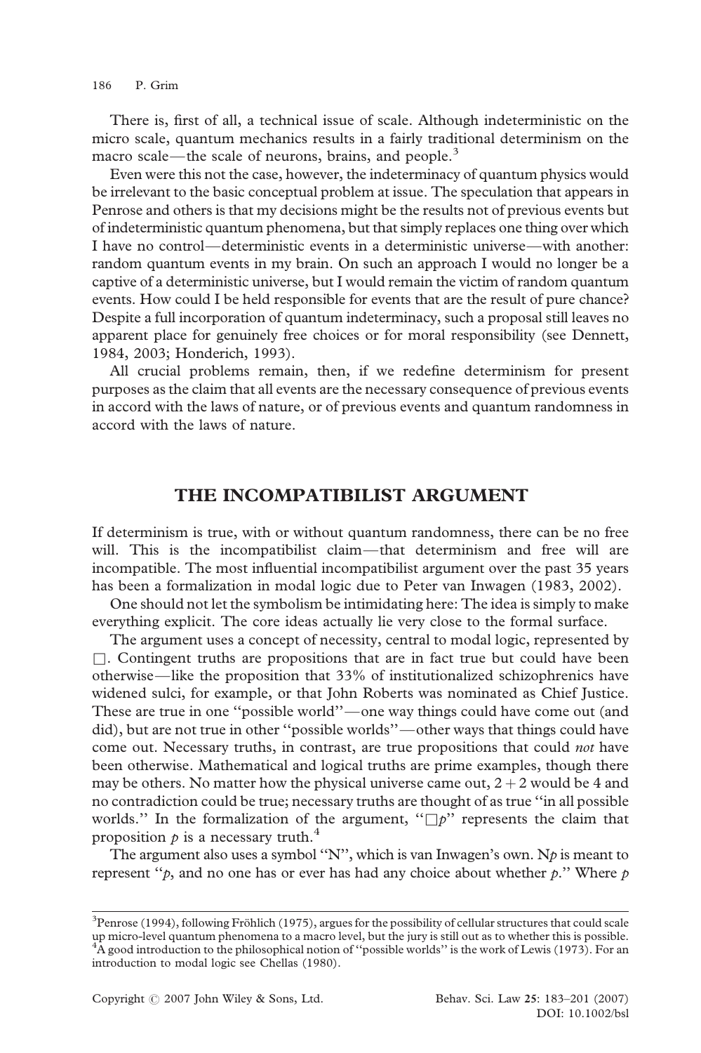There is, first of all, a technical issue of scale. Although indeterministic on the micro scale, quantum mechanics results in a fairly traditional determinism on the macro scale—the scale of neurons, brains, and people.<sup>3</sup>

Even were this not the case, however, the indeterminacy of quantum physics would be irrelevant to the basic conceptual problem at issue. The speculation that appears in Penrose and others is that my decisions might be the results not of previous events but of indeterministic quantum phenomena, but that simply replaces one thing over which I have no control—deterministic events in a deterministic universe—with another: random quantum events in my brain. On such an approach I would no longer be a captive of a deterministic universe, but I would remain the victim of random quantum events. How could I be held responsible for events that are the result of pure chance? Despite a full incorporation of quantum indeterminacy, such a proposal still leaves no apparent place for genuinely free choices or for moral responsibility (see Dennett, 1984, 2003; Honderich, 1993).

All crucial problems remain, then, if we redefine determinism for present purposes as the claim that all events are the necessary consequence of previous events in accord with the laws of nature, or of previous events and quantum randomness in accord with the laws of nature.

#### THE INCOMPATIBILIST ARGUMENT

If determinism is true, with or without quantum randomness, there can be no free will. This is the incompatibilist claim—that determinism and free will are incompatible. The most influential incompatibilist argument over the past 35 years has been a formalization in modal logic due to Peter van Inwagen (1983, 2002).

One should not let the symbolism be intimidating here: The idea is simply to make everything explicit. The core ideas actually lie very close to the formal surface.

The argument uses a concept of necessity, central to modal logic, represented by  $\Box$ . Contingent truths are propositions that are in fact true but could have been otherwise—like the proposition that 33% of institutionalized schizophrenics have widened sulci, for example, or that John Roberts was nominated as Chief Justice. These are true in one ''possible world''—one way things could have come out (and did), but are not true in other ''possible worlds''—other ways that things could have come out. Necessary truths, in contrast, are true propositions that could not have been otherwise. Mathematical and logical truths are prime examples, though there may be others. No matter how the physical universe came out,  $2 + 2$  would be 4 and no contradiction could be true; necessary truths are thought of as true ''in all possible worlds." In the formalization of the argument, " $\Box p$ " represents the claim that proposition  $p$  is a necessary truth.<sup>4</sup>

The argument also uses a symbol "N", which is van Inwagen's own. N $p$  is meant to represent " $p$ , and no one has or ever has had any choice about whether  $p$ ." Where  $p$ 

 $3$ Penrose (1994), following Fröhlich (1975), argues for the possibility of cellular structures that could scale up micro-level quantum phenomena to a macro level, but the jury is still out as to whether this is possible. <sup>4</sup>A good introduction to the philosophical notion of "possible worlds" is the work of Lewis (1973). For an introduction to modal logic see Chellas (1980).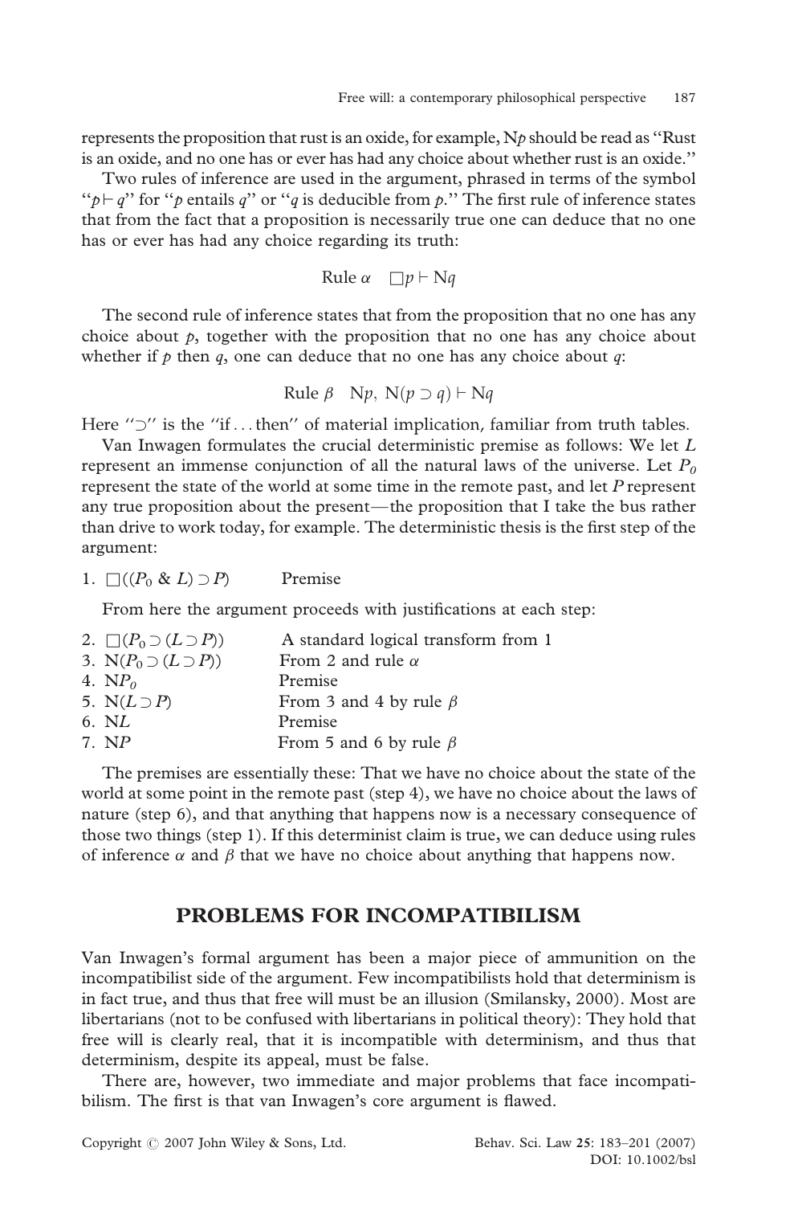represents the proposition that rust is an oxide, for example,  $N_p$  should be read as "Rust" is an oxide, and no one has or ever has had any choice about whether rust is an oxide.''

Two rules of inference are used in the argument, phrased in terms of the symbol " $p \vdash q$ " for "p entails q" or "q is deducible from p." The first rule of inference states that from the fact that a proposition is necessarily true one can deduce that no one has or ever has had any choice regarding its truth:

$$
Rule \alpha \quad \Box p \vdash Nq
$$

The second rule of inference states that from the proposition that no one has any choice about  $p$ , together with the proposition that no one has any choice about whether if  $p$  then  $q$ , one can deduce that no one has any choice about  $q$ :

$$
Rule \beta \quad Np, \ N(p \supset q) \vdash Nq
$$

Here " $\Box$ " is the "if ... then" of material implication, familiar from truth tables.

Van Inwagen formulates the crucial deterministic premise as follows: We let  $L$ represent an immense conjunction of all the natural laws of the universe. Let  $P_0$ represent the state of the world at some time in the remote past, and let P represent any true proposition about the present— the proposition that I take the bus rather than drive to work today, for example. The deterministic thesis is the first step of the argument:

1.  $\Box((P_0 \& L) \supset P)$  Premise

From here the argument proceeds with justifications at each step:

| 2. $\Box (P_0 \supset (L \supset P))$ | A standard logical transform from 1 |
|---------------------------------------|-------------------------------------|
| 3. N $(P_0 \supset (L \supset P))$    | From 2 and rule $\alpha$            |
| 4. $NPo$                              | Premise                             |
| 5. N $(L \supset P)$                  | From 3 and 4 by rule $\beta$        |
| 6. NL                                 | Premise                             |
| 7. NP                                 | From 5 and 6 by rule $\beta$        |
|                                       |                                     |

The premises are essentially these: That we have no choice about the state of the world at some point in the remote past (step 4), we have no choice about the laws of nature (step 6), and that anything that happens now is a necessary consequence of those two things (step 1). If this determinist claim is true, we can deduce using rules of inference  $\alpha$  and  $\beta$  that we have no choice about anything that happens now.

### PROBLEMS FOR INCOMPATIBILISM

Van Inwagen's formal argument has been a major piece of ammunition on the incompatibilist side of the argument. Few incompatibilists hold that determinism is in fact true, and thus that free will must be an illusion (Smilansky, 2000). Most are libertarians (not to be confused with libertarians in political theory): They hold that free will is clearly real, that it is incompatible with determinism, and thus that determinism, despite its appeal, must be false.

There are, however, two immediate and major problems that face incompatibilism. The first is that van Inwagen's core argument is flawed.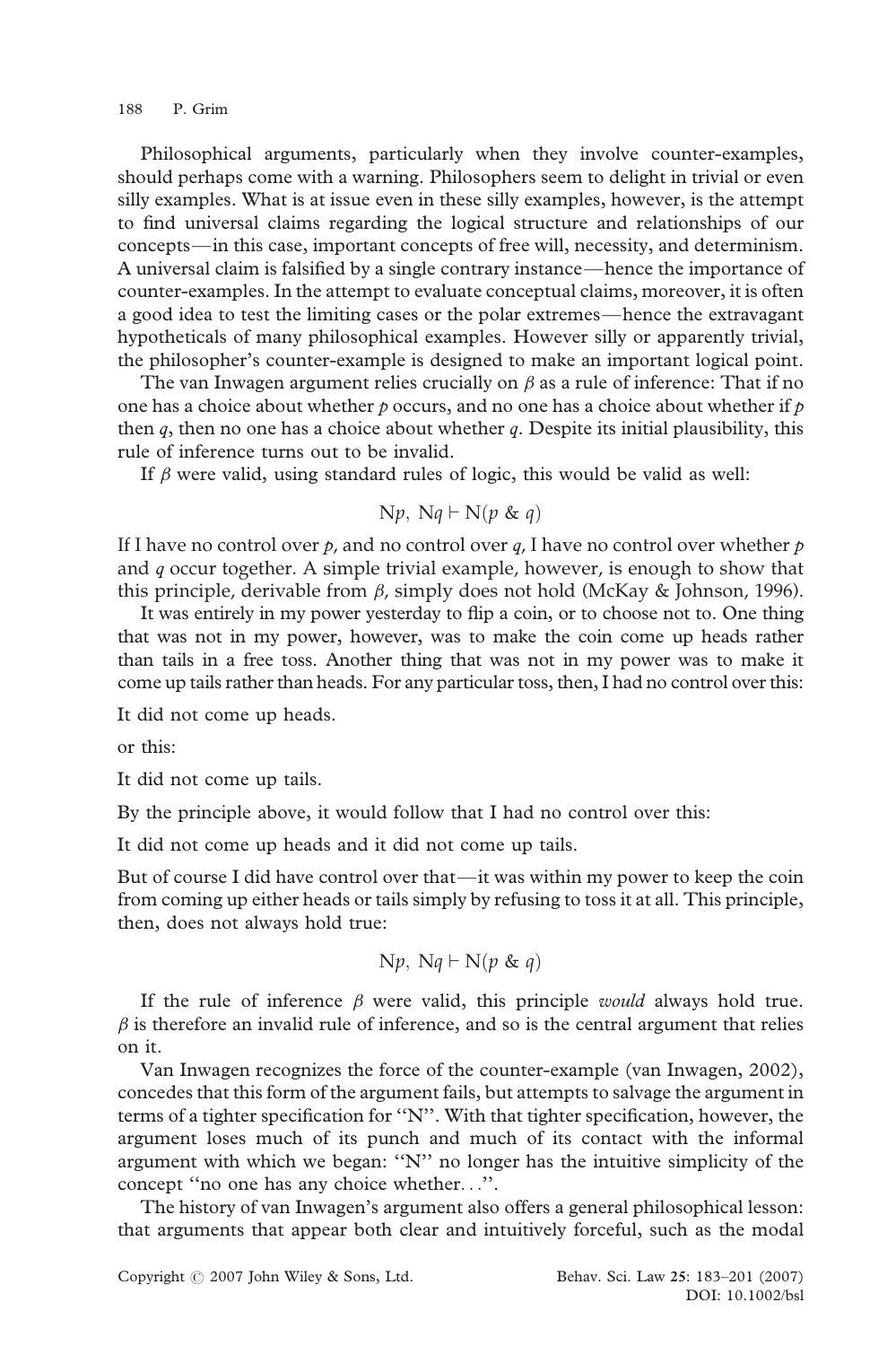Philosophical arguments, particularly when they involve counter-examples, should perhaps come with a warning. Philosophers seem to delight in trivial or even silly examples. What is at issue even in these silly examples, however, is the attempt to find universal claims regarding the logical structure and relationships of our concepts—in this case, important concepts of free will, necessity, and determinism. A universal claim is falsified by a single contrary instance—hence the importance of counter-examples. In the attempt to evaluate conceptual claims, moreover, it is often a good idea to test the limiting cases or the polar extremes—hence the extravagant hypotheticals of many philosophical examples. However silly or apparently trivial, the philosopher's counter-example is designed to make an important logical point.

The van Inwagen argument relies crucially on  $\beta$  as a rule of inference: That if no one has a choice about whether  $p$  occurs, and no one has a choice about whether if  $p$ then  $q$ , then no one has a choice about whether  $q$ . Despite its initial plausibility, this rule of inference turns out to be invalid.

If  $\beta$  were valid, using standard rules of logic, this would be valid as well:

$$
Np, Nq \vdash N(p \& q)
$$

If I have no control over  $p$ , and no control over q, I have no control over whether  $p$ and  $q$  occur together. A simple trivial example, however, is enough to show that this principle, derivable from  $\beta$ , simply does not hold (McKay & Johnson, 1996).

It was entirely in my power yesterday to flip a coin, or to choose not to. One thing that was not in my power, however, was to make the coin come up heads rather than tails in a free toss. Another thing that was not in my power was to make it come up tails rather than heads. For any particular toss, then, I had no control over this:

It did not come up heads.

or this:

It did not come up tails.

By the principle above, it would follow that I had no control over this:

It did not come up heads and it did not come up tails.

But of course I did have control over that—it was within my power to keep the coin from coming up either heads or tails simply by refusing to toss it at all. This principle, then, does not always hold true:

$$
Np, Nq \vdash N(p \& q)
$$

If the rule of inference  $\beta$  were valid, this principle *would* always hold true.  $\beta$  is therefore an invalid rule of inference, and so is the central argument that relies on it.

Van Inwagen recognizes the force of the counter-example (van Inwagen, 2002), concedes that this form of the argument fails, but attempts to salvage the argument in terms of a tighter specification for ''N''. With that tighter specification, however, the argument loses much of its punch and much of its contact with the informal argument with which we began: ''N'' no longer has the intuitive simplicity of the concept ''no one has any choice whether...''.

The history of van Inwagen's argument also offers a general philosophical lesson: that arguments that appear both clear and intuitively forceful, such as the modal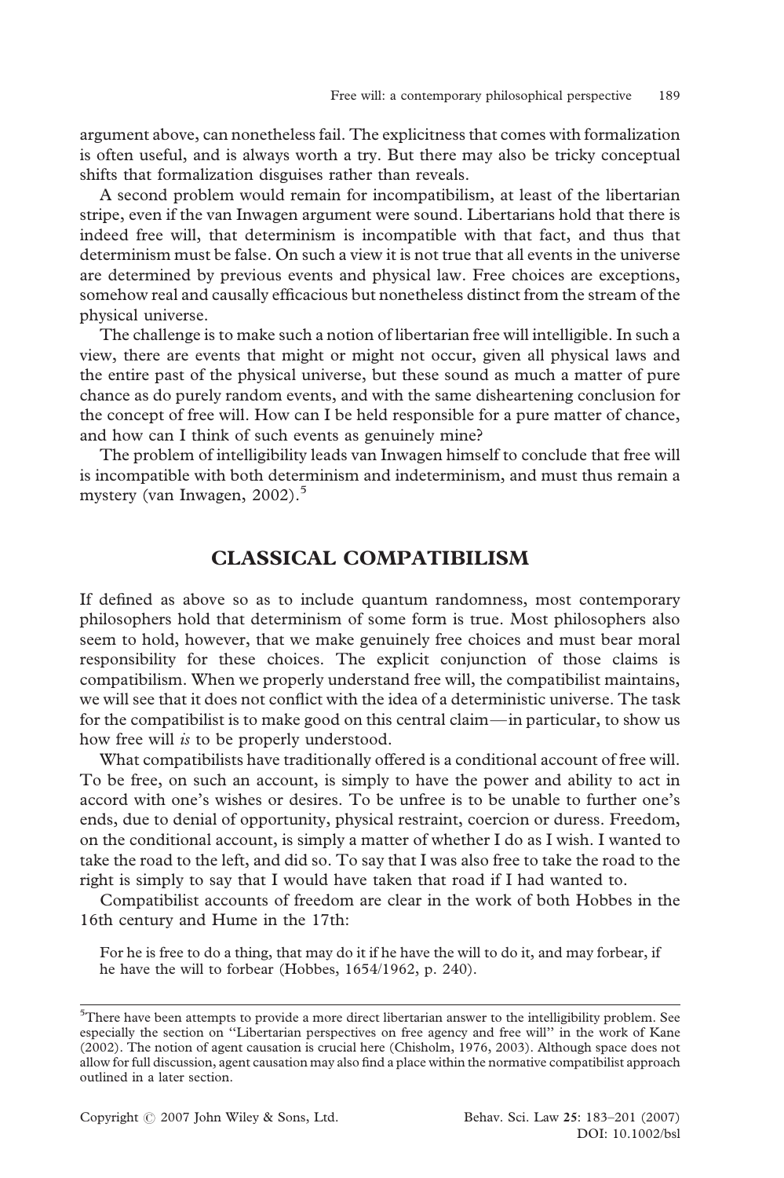argument above, can nonetheless fail. The explicitness that comes with formalization is often useful, and is always worth a try. But there may also be tricky conceptual shifts that formalization disguises rather than reveals.

A second problem would remain for incompatibilism, at least of the libertarian stripe, even if the van Inwagen argument were sound. Libertarians hold that there is indeed free will, that determinism is incompatible with that fact, and thus that determinism must be false. On such a view it is not true that all events in the universe are determined by previous events and physical law. Free choices are exceptions, somehow real and causally efficacious but nonetheless distinct from the stream of the physical universe.

The challenge is to make such a notion of libertarian free will intelligible. In such a view, there are events that might or might not occur, given all physical laws and the entire past of the physical universe, but these sound as much a matter of pure chance as do purely random events, and with the same disheartening conclusion for the concept of free will. How can I be held responsible for a pure matter of chance, and how can I think of such events as genuinely mine?

The problem of intelligibility leads van Inwagen himself to conclude that free will is incompatible with both determinism and indeterminism, and must thus remain a mystery (van Inwagen, 2002).<sup>5</sup>

# CLASSICAL COMPATIBILISM

If defined as above so as to include quantum randomness, most contemporary philosophers hold that determinism of some form is true. Most philosophers also seem to hold, however, that we make genuinely free choices and must bear moral responsibility for these choices. The explicit conjunction of those claims is compatibilism. When we properly understand free will, the compatibilist maintains, we will see that it does not conflict with the idea of a deterministic universe. The task for the compatibilist is to make good on this central claim—in particular, to show us how free will is to be properly understood.

What compatibilists have traditionally offered is a conditional account of free will. To be free, on such an account, is simply to have the power and ability to act in accord with one's wishes or desires. To be unfree is to be unable to further one's ends, due to denial of opportunity, physical restraint, coercion or duress. Freedom, on the conditional account, is simply a matter of whether I do as I wish. I wanted to take the road to the left, and did so. To say that I was also free to take the road to the right is simply to say that I would have taken that road if I had wanted to.

Compatibilist accounts of freedom are clear in the work of both Hobbes in the 16th century and Hume in the 17th:

For he is free to do a thing, that may do it if he have the will to do it, and may forbear, if he have the will to forbear (Hobbes, 1654/1962, p. 240).

<sup>&</sup>lt;sup>5</sup>There have been attempts to provide a more direct libertarian answer to the intelligibility problem. See especially the section on ''Libertarian perspectives on free agency and free will'' in the work of Kane (2002). The notion of agent causation is crucial here (Chisholm, 1976, 2003). Although space does not allow for full discussion, agent causation may also find a place within the normative compatibilist approach outlined in a later section.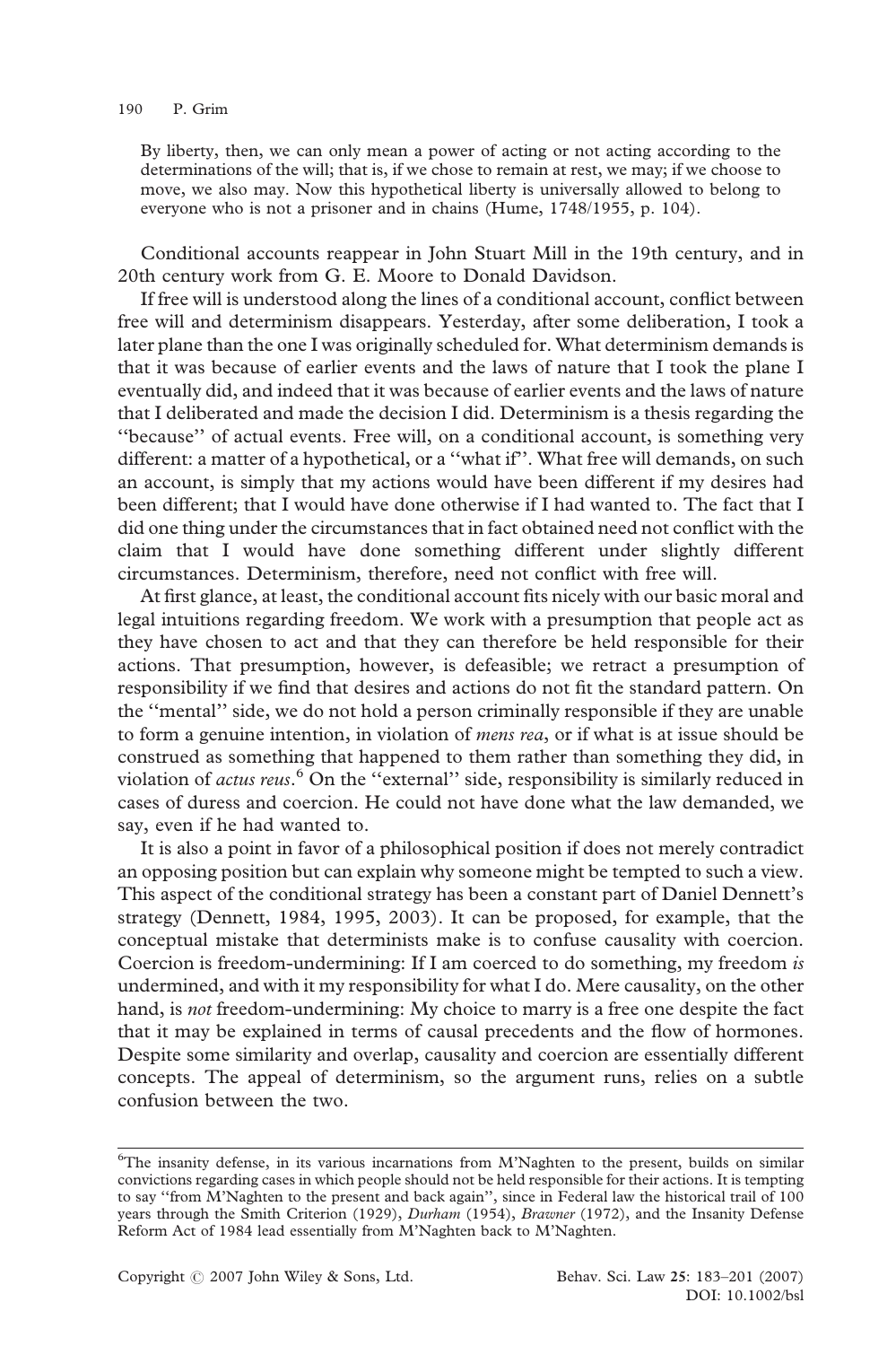#### 190 P. Grim

By liberty, then, we can only mean a power of acting or not acting according to the determinations of the will; that is, if we chose to remain at rest, we may; if we choose to move, we also may. Now this hypothetical liberty is universally allowed to belong to everyone who is not a prisoner and in chains (Hume, 1748/1955, p. 104).

Conditional accounts reappear in John Stuart Mill in the 19th century, and in 20th century work from G. E. Moore to Donald Davidson.

If free will is understood along the lines of a conditional account, conflict between free will and determinism disappears. Yesterday, after some deliberation, I took a later plane than the one I was originally scheduled for. What determinism demands is that it was because of earlier events and the laws of nature that I took the plane I eventually did, and indeed that it was because of earlier events and the laws of nature that I deliberated and made the decision I did. Determinism is a thesis regarding the ''because'' of actual events. Free will, on a conditional account, is something very different: a matter of a hypothetical, or a ''what if''. What free will demands, on such an account, is simply that my actions would have been different if my desires had been different; that I would have done otherwise if I had wanted to. The fact that I did one thing under the circumstances that in fact obtained need not conflict with the claim that I would have done something different under slightly different circumstances. Determinism, therefore, need not conflict with free will.

At first glance, at least, the conditional account fits nicely with our basic moral and legal intuitions regarding freedom. We work with a presumption that people act as they have chosen to act and that they can therefore be held responsible for their actions. That presumption, however, is defeasible; we retract a presumption of responsibility if we find that desires and actions do not fit the standard pattern. On the ''mental'' side, we do not hold a person criminally responsible if they are unable to form a genuine intention, in violation of mens rea, or if what is at issue should be construed as something that happened to them rather than something they did, in violation of *actus reus*.<sup>6</sup> On the "external" side, responsibility is similarly reduced in cases of duress and coercion. He could not have done what the law demanded, we say, even if he had wanted to.

It is also a point in favor of a philosophical position if does not merely contradict an opposing position but can explain why someone might be tempted to such a view. This aspect of the conditional strategy has been a constant part of Daniel Dennett's strategy (Dennett, 1984, 1995, 2003). It can be proposed, for example, that the conceptual mistake that determinists make is to confuse causality with coercion. Coercion is freedom-undermining: If I am coerced to do something, my freedom is undermined, and with it my responsibility for what I do. Mere causality, on the other hand, is *not* freedom-undermining: My choice to marry is a free one despite the fact that it may be explained in terms of causal precedents and the flow of hormones. Despite some similarity and overlap, causality and coercion are essentially different concepts. The appeal of determinism, so the argument runs, relies on a subtle confusion between the two.

<sup>6</sup> The insanity defense, in its various incarnations from M'Naghten to the present, builds on similar convictions regarding cases in which people should not be held responsible for their actions. It is tempting to say ''from M'Naghten to the present and back again'', since in Federal law the historical trail of 100 years through the Smith Criterion (1929), Durham (1954), Brawner (1972), and the Insanity Defense Reform Act of 1984 lead essentially from M'Naghten back to M'Naghten.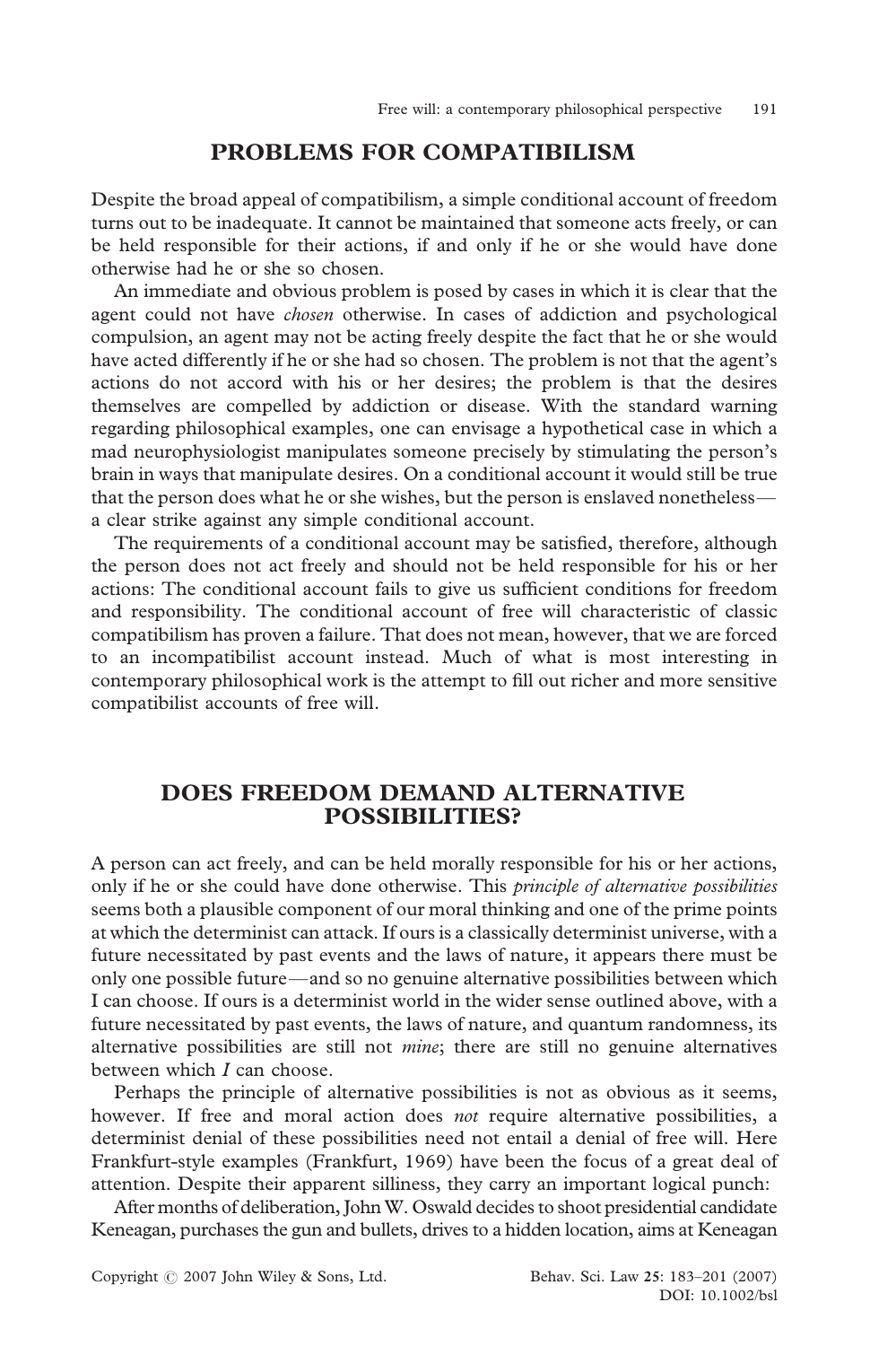### PROBLEMS FOR COMPATIBILISM

Despite the broad appeal of compatibilism, a simple conditional account of freedom turns out to be inadequate. It cannot be maintained that someone acts freely, or can be held responsible for their actions, if and only if he or she would have done otherwise had he or she so chosen.

An immediate and obvious problem is posed by cases in which it is clear that the agent could not have chosen otherwise. In cases of addiction and psychological compulsion, an agent may not be acting freely despite the fact that he or she would have acted differently if he or she had so chosen. The problem is not that the agent's actions do not accord with his or her desires; the problem is that the desires themselves are compelled by addiction or disease. With the standard warning regarding philosophical examples, one can envisage a hypothetical case in which a mad neurophysiologist manipulates someone precisely by stimulating the person's brain in ways that manipulate desires. On a conditional account it would still be true that the person does what he or she wishes, but the person is enslaved nonetheless a clear strike against any simple conditional account.

The requirements of a conditional account may be satisfied, therefore, although the person does not act freely and should not be held responsible for his or her actions: The conditional account fails to give us sufficient conditions for freedom and responsibility. The conditional account of free will characteristic of classic compatibilism has proven a failure. That does not mean, however, that we are forced to an incompatibilist account instead. Much of what is most interesting in contemporary philosophical work is the attempt to fill out richer and more sensitive compatibilist accounts of free will.

#### DOES FREEDOM DEMAND ALTERNATIVE POSSIBILITIES?

A person can act freely, and can be held morally responsible for his or her actions, only if he or she could have done otherwise. This *principle of alternative possibilities* seems both a plausible component of our moral thinking and one of the prime points at which the determinist can attack. If ours is a classically determinist universe, with a future necessitated by past events and the laws of nature, it appears there must be only one possible future—and so no genuine alternative possibilities between which I can choose. If ours is a determinist world in the wider sense outlined above, with a future necessitated by past events, the laws of nature, and quantum randomness, its alternative possibilities are still not mine; there are still no genuine alternatives between which I can choose.

Perhaps the principle of alternative possibilities is not as obvious as it seems, however. If free and moral action does *not* require alternative possibilities, a determinist denial of these possibilities need not entail a denial of free will. Here Frankfurt-style examples (Frankfurt, 1969) have been the focus of a great deal of attention. Despite their apparent silliness, they carry an important logical punch:

After months of deliberation, John W. Oswald decides to shoot presidential candidate Keneagan, purchases the gun and bullets, drives to a hidden location, aims at Keneagan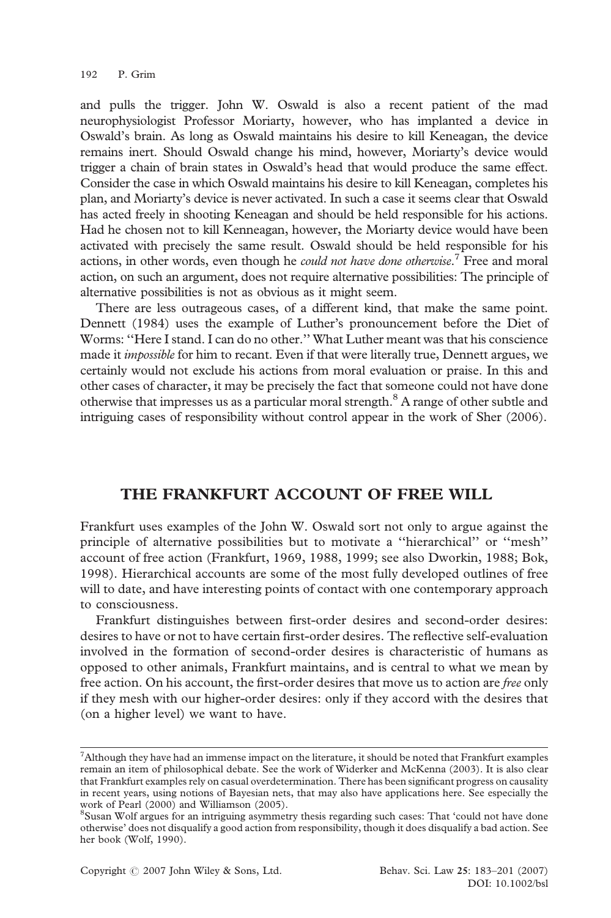and pulls the trigger. John W. Oswald is also a recent patient of the mad neurophysiologist Professor Moriarty, however, who has implanted a device in Oswald's brain. As long as Oswald maintains his desire to kill Keneagan, the device remains inert. Should Oswald change his mind, however, Moriarty's device would trigger a chain of brain states in Oswald's head that would produce the same effect. Consider the case in which Oswald maintains his desire to kill Keneagan, completes his plan, and Moriarty's device is never activated. In such a case it seems clear that Oswald has acted freely in shooting Keneagan and should be held responsible for his actions. Had he chosen not to kill Kenneagan, however, the Moriarty device would have been activated with precisely the same result. Oswald should be held responsible for his actions, in other words, even though he *could not have done otherwise*.<sup>7</sup> Free and moral action, on such an argument, does not require alternative possibilities: The principle of alternative possibilities is not as obvious as it might seem.

There are less outrageous cases, of a different kind, that make the same point. Dennett (1984) uses the example of Luther's pronouncement before the Diet of Worms: ''Here I stand. I can do no other.'' What Luther meant was that his conscience made it impossible for him to recant. Even if that were literally true, Dennett argues, we certainly would not exclude his actions from moral evaluation or praise. In this and other cases of character, it may be precisely the fact that someone could not have done otherwise that impresses us as a particular moral strength.<sup>8</sup> A range of other subtle and intriguing cases of responsibility without control appear in the work of Sher (2006).

### THE FRANKFURT ACCOUNT OF FREE WILL

Frankfurt uses examples of the John W. Oswald sort not only to argue against the principle of alternative possibilities but to motivate a ''hierarchical'' or ''mesh'' account of free action (Frankfurt, 1969, 1988, 1999; see also Dworkin, 1988; Bok, 1998). Hierarchical accounts are some of the most fully developed outlines of free will to date, and have interesting points of contact with one contemporary approach to consciousness.

Frankfurt distinguishes between first-order desires and second-order desires: desires to have or not to have certain first-order desires. The reflective self-evaluation involved in the formation of second-order desires is characteristic of humans as opposed to other animals, Frankfurt maintains, and is central to what we mean by free action. On his account, the first-order desires that move us to action are free only if they mesh with our higher-order desires: only if they accord with the desires that (on a higher level) we want to have.

 $^7$ Although they have had an immense impact on the literature, it should be noted that Frankfurt examples remain an item of philosophical debate. See the work of Widerker and McKenna (2003). It is also clear that Frankfurt examples rely on casual overdetermination. There has been significant progress on causality in recent years, using notions of Bayesian nets, that may also have applications here. See especially the work of Pearl (2000) and Williamson (2005).

<sup>8</sup> Susan Wolf argues for an intriguing asymmetry thesis regarding such cases: That 'could not have done otherwise' does not disqualify a good action from responsibility, though it does disqualify a bad action. See her book (Wolf, 1990).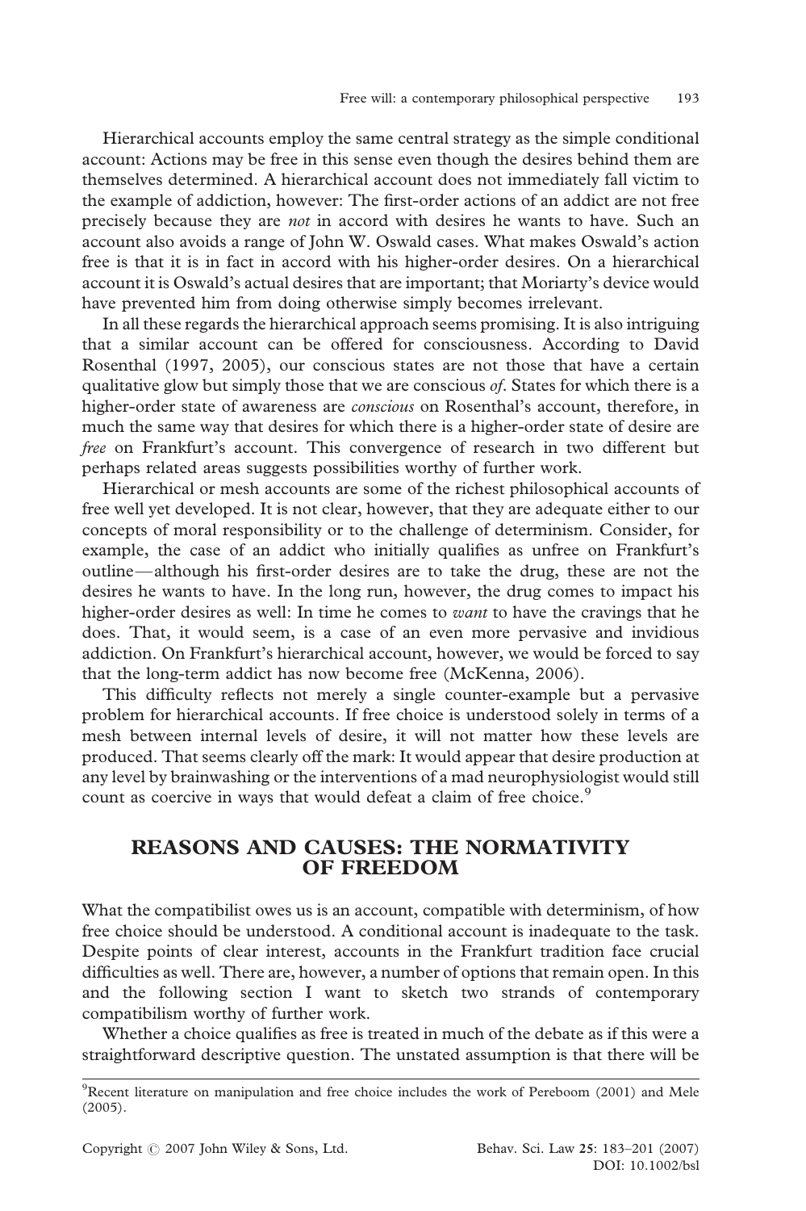Hierarchical accounts employ the same central strategy as the simple conditional account: Actions may be free in this sense even though the desires behind them are themselves determined. A hierarchical account does not immediately fall victim to the example of addiction, however: The first-order actions of an addict are not free precisely because they are not in accord with desires he wants to have. Such an account also avoids a range of John W. Oswald cases. What makes Oswald's action free is that it is in fact in accord with his higher-order desires. On a hierarchical account it is Oswald's actual desires that are important; that Moriarty's device would have prevented him from doing otherwise simply becomes irrelevant.

In all these regards the hierarchical approach seems promising. It is also intriguing that a similar account can be offered for consciousness. According to David Rosenthal (1997, 2005), our conscious states are not those that have a certain qualitative glow but simply those that we are conscious *of*. States for which there is a higher-order state of awareness are *conscious* on Rosenthal's account, therefore, in much the same way that desires for which there is a higher-order state of desire are free on Frankfurt's account. This convergence of research in two different but perhaps related areas suggests possibilities worthy of further work.

Hierarchical or mesh accounts are some of the richest philosophical accounts of free well yet developed. It is not clear, however, that they are adequate either to our concepts of moral responsibility or to the challenge of determinism. Consider, for example, the case of an addict who initially qualifies as unfree on Frankfurt's outline—although his first-order desires are to take the drug, these are not the desires he wants to have. In the long run, however, the drug comes to impact his higher-order desires as well: In time he comes to *want* to have the cravings that he does. That, it would seem, is a case of an even more pervasive and invidious addiction. On Frankfurt's hierarchical account, however, we would be forced to say that the long-term addict has now become free (McKenna, 2006).

This difficulty reflects not merely a single counter-example but a pervasive problem for hierarchical accounts. If free choice is understood solely in terms of a mesh between internal levels of desire, it will not matter how these levels are produced. That seems clearly off the mark: It would appear that desire production at any level by brainwashing or the interventions of a mad neurophysiologist would still count as coercive in ways that would defeat a claim of free choice.<sup>9</sup>

#### REASONS AND CAUSES: THE NORMATIVITY OF FREEDOM

What the compatibilist owes us is an account, compatible with determinism, of how free choice should be understood. A conditional account is inadequate to the task. Despite points of clear interest, accounts in the Frankfurt tradition face crucial difficulties as well. There are, however, a number of options that remain open. In this and the following section I want to sketch two strands of contemporary compatibilism worthy of further work.

Whether a choice qualifies as free is treated in much of the debate as if this were a straightforward descriptive question. The unstated assumption is that there will be

<sup>&</sup>lt;sup>9</sup>Recent literature on manipulation and free choice includes the work of Pereboom (2001) and Mele (2005).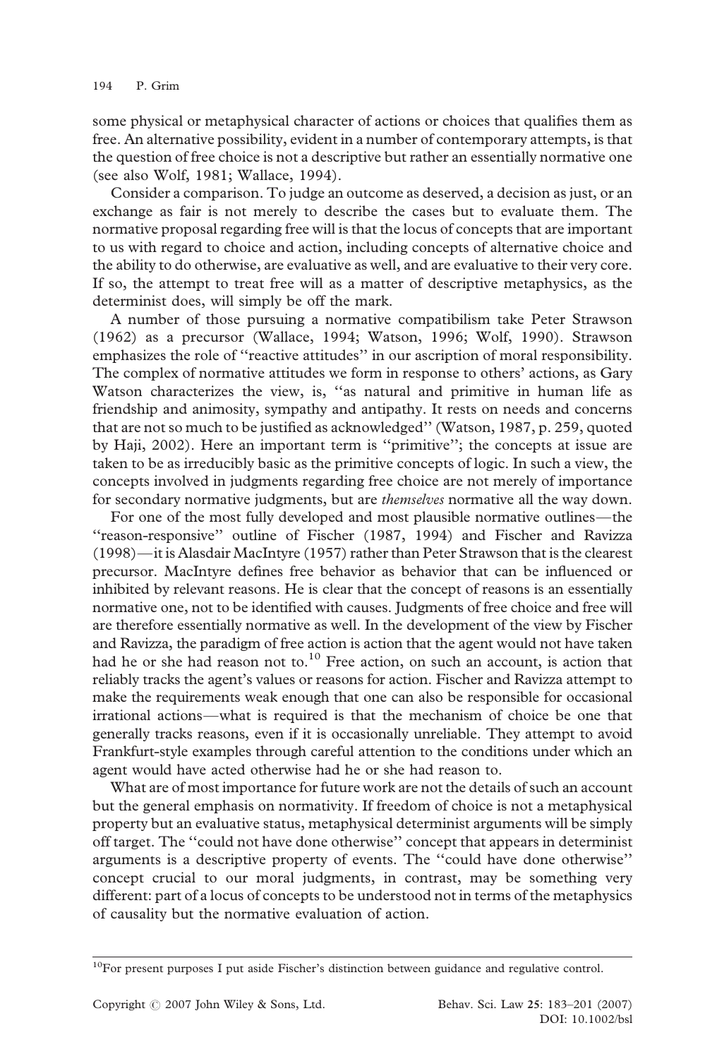some physical or metaphysical character of actions or choices that qualifies them as free. An alternative possibility, evident in a number of contemporary attempts, is that the question of free choice is not a descriptive but rather an essentially normative one (see also Wolf, 1981; Wallace, 1994).

Consider a comparison. To judge an outcome as deserved, a decision as just, or an exchange as fair is not merely to describe the cases but to evaluate them. The normative proposal regarding free will is that the locus of concepts that are important to us with regard to choice and action, including concepts of alternative choice and the ability to do otherwise, are evaluative as well, and are evaluative to their very core. If so, the attempt to treat free will as a matter of descriptive metaphysics, as the determinist does, will simply be off the mark.

A number of those pursuing a normative compatibilism take Peter Strawson (1962) as a precursor (Wallace, 1994; Watson, 1996; Wolf, 1990). Strawson emphasizes the role of ''reactive attitudes'' in our ascription of moral responsibility. The complex of normative attitudes we form in response to others' actions, as Gary Watson characterizes the view, is, ''as natural and primitive in human life as friendship and animosity, sympathy and antipathy. It rests on needs and concerns that are not so much to be justified as acknowledged'' (Watson, 1987, p. 259, quoted by Haji, 2002). Here an important term is ''primitive''; the concepts at issue are taken to be as irreducibly basic as the primitive concepts of logic. In such a view, the concepts involved in judgments regarding free choice are not merely of importance for secondary normative judgments, but are *themselves* normative all the way down.

For one of the most fully developed and most plausible normative outlines—the "reason-responsive" outline of Fischer (1987, 1994) and Fischer and Ravizza (1998)—it is Alasdair MacIntyre (1957) rather than Peter Strawson that is the clearest precursor. MacIntyre defines free behavior as behavior that can be influenced or inhibited by relevant reasons. He is clear that the concept of reasons is an essentially normative one, not to be identified with causes. Judgments of free choice and free will are therefore essentially normative as well. In the development of the view by Fischer and Ravizza, the paradigm of free action is action that the agent would not have taken had he or she had reason not to.<sup>10</sup> Free action, on such an account, is action that reliably tracks the agent's values or reasons for action. Fischer and Ravizza attempt to make the requirements weak enough that one can also be responsible for occasional irrational actions—what is required is that the mechanism of choice be one that generally tracks reasons, even if it is occasionally unreliable. They attempt to avoid Frankfurt-style examples through careful attention to the conditions under which an agent would have acted otherwise had he or she had reason to.

What are of most importance for future work are not the details of such an account but the general emphasis on normativity. If freedom of choice is not a metaphysical property but an evaluative status, metaphysical determinist arguments will be simply off target. The ''could not have done otherwise'' concept that appears in determinist arguments is a descriptive property of events. The ''could have done otherwise'' concept crucial to our moral judgments, in contrast, may be something very different: part of a locus of concepts to be understood not in terms of the metaphysics of causality but the normative evaluation of action.

<sup>&</sup>lt;sup>10</sup>For present purposes I put aside Fischer's distinction between guidance and regulative control.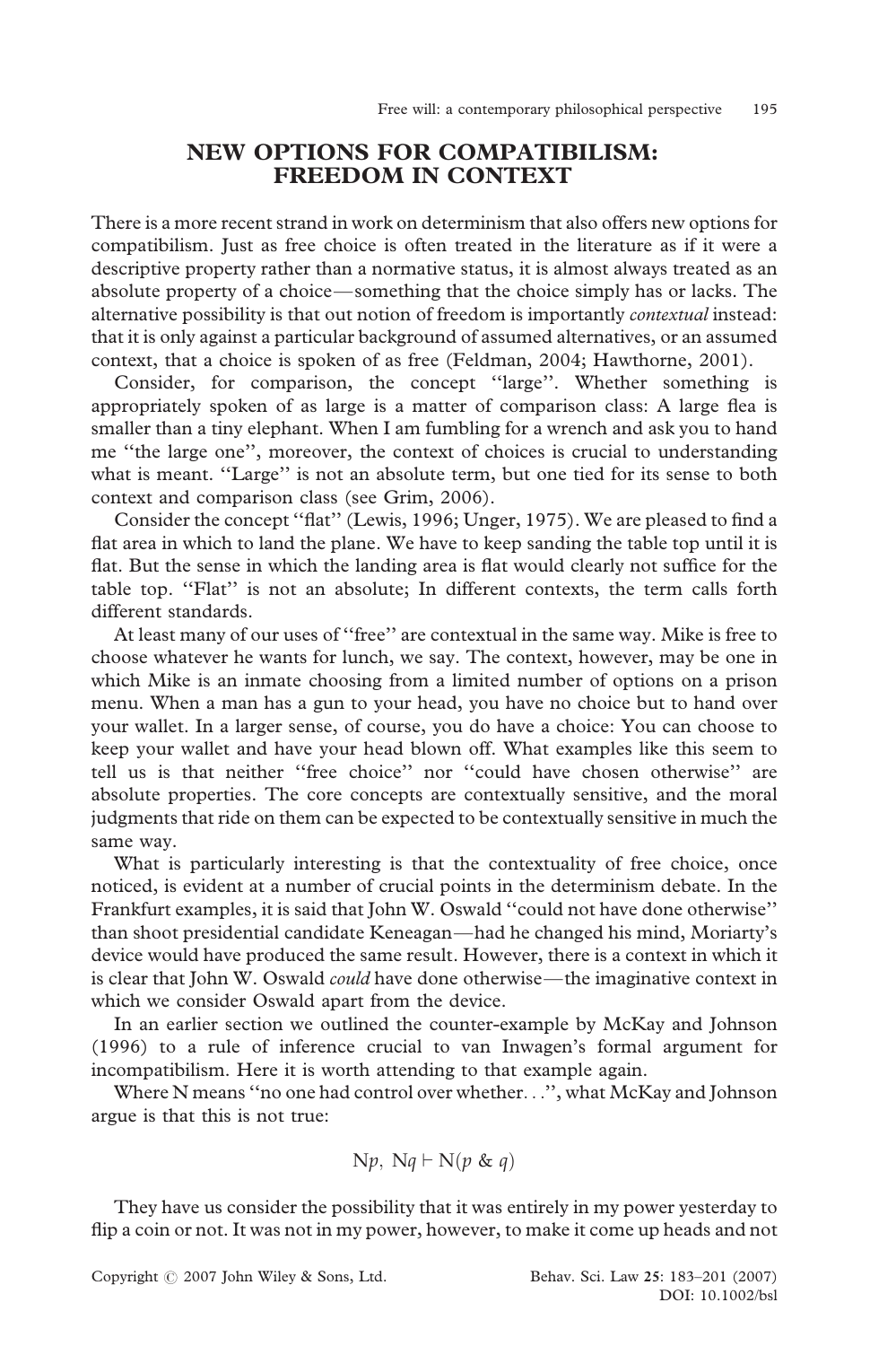#### NEW OPTIONS FOR COMPATIBILISM: FREEDOM IN CONTEXT

There is a more recent strand in work on determinism that also offers new options for compatibilism. Just as free choice is often treated in the literature as if it were a descriptive property rather than a normative status, it is almost always treated as an absolute property of a choice—something that the choice simply has or lacks. The alternative possibility is that out notion of freedom is importantly contextual instead: that it is only against a particular background of assumed alternatives, or an assumed context, that a choice is spoken of as free (Feldman, 2004; Hawthorne, 2001).

Consider, for comparison, the concept ''large''. Whether something is appropriately spoken of as large is a matter of comparison class: A large flea is smaller than a tiny elephant. When I am fumbling for a wrench and ask you to hand me ''the large one'', moreover, the context of choices is crucial to understanding what is meant. "Large" is not an absolute term, but one tied for its sense to both context and comparison class (see Grim, 2006).

Consider the concept ''flat'' (Lewis, 1996; Unger, 1975). We are pleased to find a flat area in which to land the plane. We have to keep sanding the table top until it is flat. But the sense in which the landing area is flat would clearly not suffice for the table top. ''Flat'' is not an absolute; In different contexts, the term calls forth different standards.

At least many of our uses of ''free'' are contextual in the same way. Mike is free to choose whatever he wants for lunch, we say. The context, however, may be one in which Mike is an inmate choosing from a limited number of options on a prison menu. When a man has a gun to your head, you have no choice but to hand over your wallet. In a larger sense, of course, you do have a choice: You can choose to keep your wallet and have your head blown off. What examples like this seem to tell us is that neither ''free choice'' nor ''could have chosen otherwise'' are absolute properties. The core concepts are contextually sensitive, and the moral judgments that ride on them can be expected to be contextually sensitive in much the same way.

What is particularly interesting is that the contextuality of free choice, once noticed, is evident at a number of crucial points in the determinism debate. In the Frankfurt examples, it is said that John W. Oswald ''could not have done otherwise'' than shoot presidential candidate Keneagan—had he changed his mind, Moriarty's device would have produced the same result. However, there is a context in which it is clear that John W. Oswald could have done otherwise—the imaginative context in which we consider Oswald apart from the device.

In an earlier section we outlined the counter-example by McKay and Johnson (1996) to a rule of inference crucial to van Inwagen's formal argument for incompatibilism. Here it is worth attending to that example again.

Where N means ''no one had control over whether...'', what McKay and Johnson argue is that this is not true:

$$
Np, Nq \vdash N(p \& q)
$$

They have us consider the possibility that it was entirely in my power yesterday to flip a coin or not. It was not in my power, however, to make it come up heads and not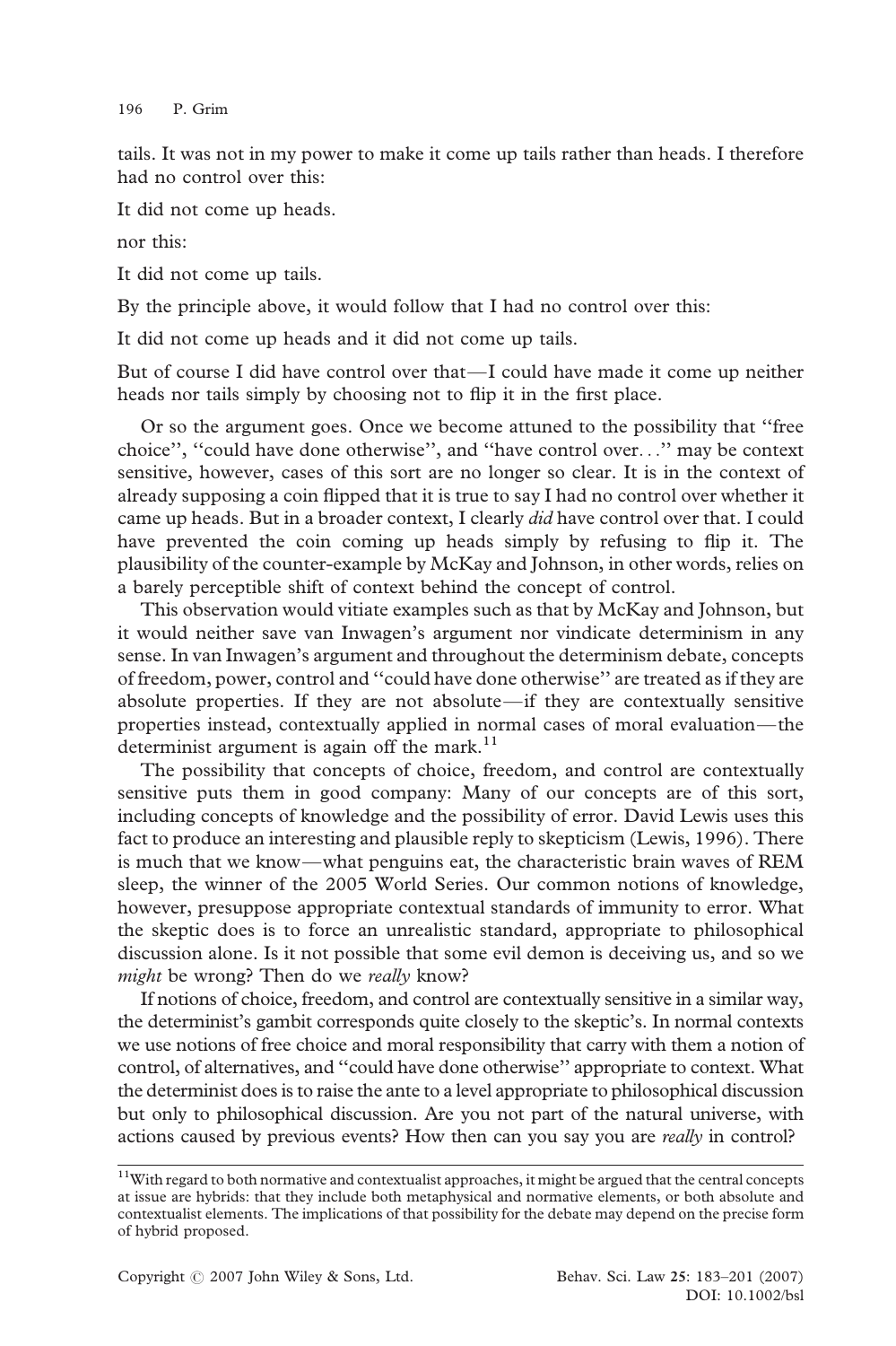tails. It was not in my power to make it come up tails rather than heads. I therefore had no control over this:

It did not come up heads.

nor this:

It did not come up tails.

By the principle above, it would follow that I had no control over this:

It did not come up heads and it did not come up tails.

But of course I did have control over that—I could have made it come up neither heads nor tails simply by choosing not to flip it in the first place.

Or so the argument goes. Once we become attuned to the possibility that ''free choice'', ''could have done otherwise'', and ''have control over...'' may be context sensitive, however, cases of this sort are no longer so clear. It is in the context of already supposing a coin flipped that it is true to say I had no control over whether it came up heads. But in a broader context, I clearly *did* have control over that. I could have prevented the coin coming up heads simply by refusing to flip it. The plausibility of the counter-example by McKay and Johnson, in other words, relies on a barely perceptible shift of context behind the concept of control.

This observation would vitiate examples such as that by McKay and Johnson, but it would neither save van Inwagen's argument nor vindicate determinism in any sense. In van Inwagen's argument and throughout the determinism debate, concepts of freedom, power, control and ''could have done otherwise'' are treated as if they are absolute properties. If they are not absolute—if they are contextually sensitive properties instead, contextually applied in normal cases of moral evaluation— the determinist argument is again off the mark.<sup>11</sup>

The possibility that concepts of choice, freedom, and control are contextually sensitive puts them in good company: Many of our concepts are of this sort, including concepts of knowledge and the possibility of error. David Lewis uses this fact to produce an interesting and plausible reply to skepticism (Lewis, 1996). There is much that we know—what penguins eat, the characteristic brain waves of REM sleep, the winner of the 2005 World Series. Our common notions of knowledge, however, presuppose appropriate contextual standards of immunity to error. What the skeptic does is to force an unrealistic standard, appropriate to philosophical discussion alone. Is it not possible that some evil demon is deceiving us, and so we might be wrong? Then do we really know?

If notions of choice, freedom, and control are contextually sensitive in a similar way, the determinist's gambit corresponds quite closely to the skeptic's. In normal contexts we use notions of free choice and moral responsibility that carry with them a notion of control, of alternatives, and ''could have done otherwise'' appropriate to context. What the determinist does is to raise the ante to a level appropriate to philosophical discussion but only to philosophical discussion. Are you not part of the natural universe, with actions caused by previous events? How then can you say you are really in control?

<sup>&</sup>lt;sup>11</sup>With regard to both normative and contextualist approaches, it might be argued that the central concepts at issue are hybrids: that they include both metaphysical and normative elements, or both absolute and contextualist elements. The implications of that possibility for the debate may depend on the precise form of hybrid proposed.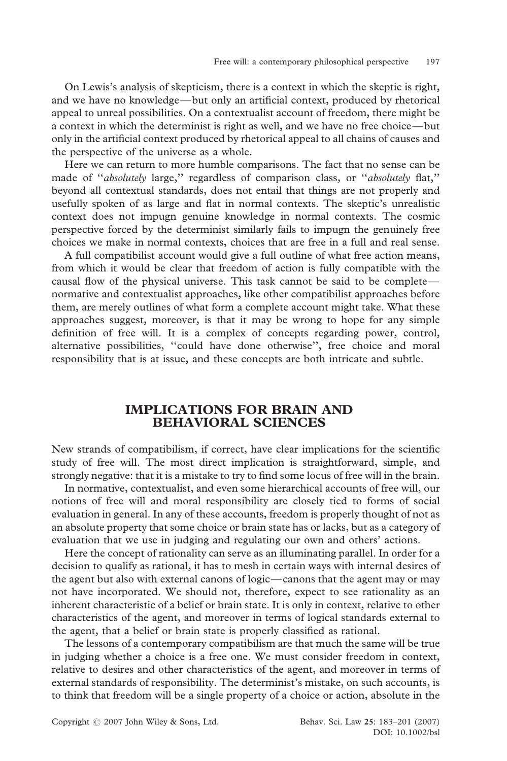On Lewis's analysis of skepticism, there is a context in which the skeptic is right, and we have no knowledge—but only an artificial context, produced by rhetorical appeal to unreal possibilities. On a contextualist account of freedom, there might be a context in which the determinist is right as well, and we have no free choice—but only in the artificial context produced by rhetorical appeal to all chains of causes and the perspective of the universe as a whole.

Here we can return to more humble comparisons. The fact that no sense can be made of "absolutely large," regardless of comparison class, or "absolutely flat," beyond all contextual standards, does not entail that things are not properly and usefully spoken of as large and flat in normal contexts. The skeptic's unrealistic context does not impugn genuine knowledge in normal contexts. The cosmic perspective forced by the determinist similarly fails to impugn the genuinely free choices we make in normal contexts, choices that are free in a full and real sense.

A full compatibilist account would give a full outline of what free action means, from which it would be clear that freedom of action is fully compatible with the causal flow of the physical universe. This task cannot be said to be complete normative and contextualist approaches, like other compatibilist approaches before them, are merely outlines of what form a complete account might take. What these approaches suggest, moreover, is that it may be wrong to hope for any simple definition of free will. It is a complex of concepts regarding power, control, alternative possibilities, ''could have done otherwise'', free choice and moral responsibility that is at issue, and these concepts are both intricate and subtle.

#### IMPLICATIONS FOR BRAIN AND BEHAVIORAL SCIENCES

New strands of compatibilism, if correct, have clear implications for the scientific study of free will. The most direct implication is straightforward, simple, and strongly negative: that it is a mistake to try to find some locus of free will in the brain.

In normative, contextualist, and even some hierarchical accounts of free will, our notions of free will and moral responsibility are closely tied to forms of social evaluation in general. In any of these accounts, freedom is properly thought of not as an absolute property that some choice or brain state has or lacks, but as a category of evaluation that we use in judging and regulating our own and others' actions.

Here the concept of rationality can serve as an illuminating parallel. In order for a decision to qualify as rational, it has to mesh in certain ways with internal desires of the agent but also with external canons of logic—canons that the agent may or may not have incorporated. We should not, therefore, expect to see rationality as an inherent characteristic of a belief or brain state. It is only in context, relative to other characteristics of the agent, and moreover in terms of logical standards external to the agent, that a belief or brain state is properly classified as rational.

The lessons of a contemporary compatibilism are that much the same will be true in judging whether a choice is a free one. We must consider freedom in context, relative to desires and other characteristics of the agent, and moreover in terms of external standards of responsibility. The determinist's mistake, on such accounts, is to think that freedom will be a single property of a choice or action, absolute in the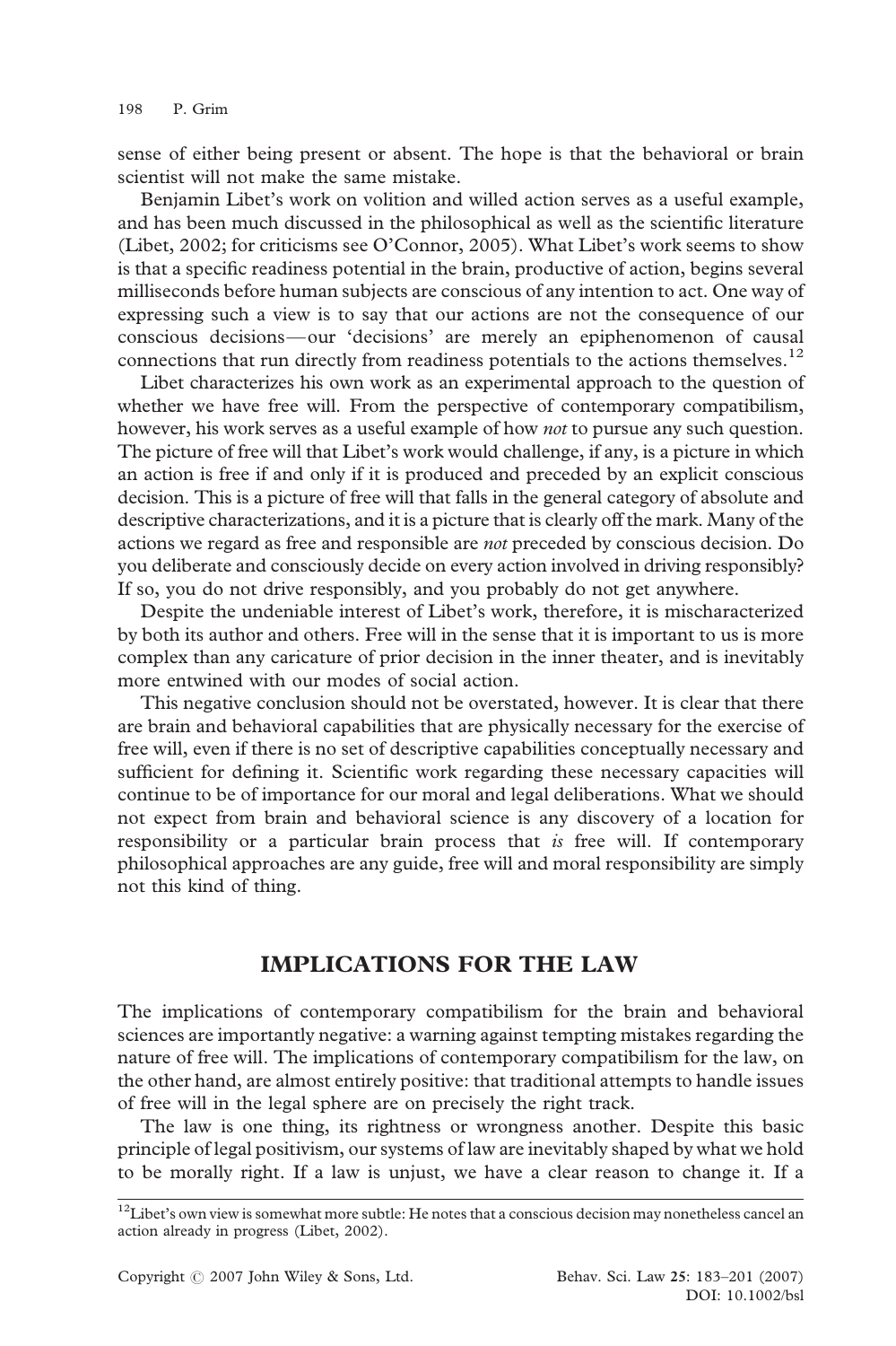sense of either being present or absent. The hope is that the behavioral or brain scientist will not make the same mistake.

Benjamin Libet's work on volition and willed action serves as a useful example, and has been much discussed in the philosophical as well as the scientific literature (Libet, 2002; for criticisms see O'Connor, 2005). What Libet's work seems to show is that a specific readiness potential in the brain, productive of action, begins several milliseconds before human subjects are conscious of any intention to act. One way of expressing such a view is to say that our actions are not the consequence of our conscious decisions—our 'decisions' are merely an epiphenomenon of causal connections that run directly from readiness potentials to the actions themselves.<sup>12</sup>

Libet characterizes his own work as an experimental approach to the question of whether we have free will. From the perspective of contemporary compatibilism, however, his work serves as a useful example of how not to pursue any such question. The picture of free will that Libet's work would challenge, if any, is a picture in which an action is free if and only if it is produced and preceded by an explicit conscious decision. This is a picture of free will that falls in the general category of absolute and descriptive characterizations, and it is a picture that is clearly off the mark. Many of the actions we regard as free and responsible are not preceded by conscious decision. Do you deliberate and consciously decide on every action involved in driving responsibly? If so, you do not drive responsibly, and you probably do not get anywhere.

Despite the undeniable interest of Libet's work, therefore, it is mischaracterized by both its author and others. Free will in the sense that it is important to us is more complex than any caricature of prior decision in the inner theater, and is inevitably more entwined with our modes of social action.

This negative conclusion should not be overstated, however. It is clear that there are brain and behavioral capabilities that are physically necessary for the exercise of free will, even if there is no set of descriptive capabilities conceptually necessary and sufficient for defining it. Scientific work regarding these necessary capacities will continue to be of importance for our moral and legal deliberations. What we should not expect from brain and behavioral science is any discovery of a location for responsibility or a particular brain process that is free will. If contemporary philosophical approaches are any guide, free will and moral responsibility are simply not this kind of thing.

#### IMPLICATIONS FOR THE LAW

The implications of contemporary compatibilism for the brain and behavioral sciences are importantly negative: a warning against tempting mistakes regarding the nature of free will. The implications of contemporary compatibilism for the law, on the other hand, are almost entirely positive: that traditional attempts to handle issues of free will in the legal sphere are on precisely the right track.

The law is one thing, its rightness or wrongness another. Despite this basic principle of legal positivism, our systems of law are inevitably shaped by what we hold to be morally right. If a law is unjust, we have a clear reason to change it. If a

 $12$ Libet's own view is somewhat more subtle: He notes that a conscious decision may nonetheless cancel an action already in progress (Libet, 2002).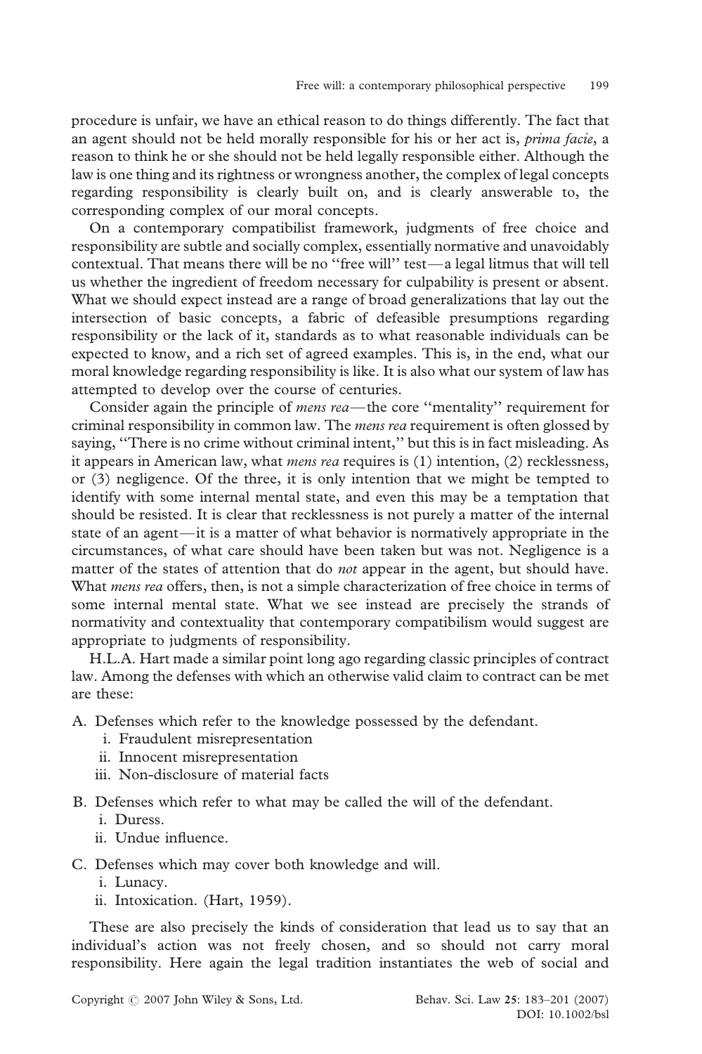procedure is unfair, we have an ethical reason to do things differently. The fact that an agent should not be held morally responsible for his or her act is, prima facie, a reason to think he or she should not be held legally responsible either. Although the law is one thing and its rightness or wrongness another, the complex of legal concepts regarding responsibility is clearly built on, and is clearly answerable to, the corresponding complex of our moral concepts.

On a contemporary compatibilist framework, judgments of free choice and responsibility are subtle and socially complex, essentially normative and unavoidably contextual. That means there will be no ''free will'' test—a legal litmus that will tell us whether the ingredient of freedom necessary for culpability is present or absent. What we should expect instead are a range of broad generalizations that lay out the intersection of basic concepts, a fabric of defeasible presumptions regarding responsibility or the lack of it, standards as to what reasonable individuals can be expected to know, and a rich set of agreed examples. This is, in the end, what our moral knowledge regarding responsibility is like. It is also what our system of law has attempted to develop over the course of centuries.

Consider again the principle of mens rea— the core ''mentality'' requirement for criminal responsibility in common law. The *mens rea* requirement is often glossed by saying, ''There is no crime without criminal intent,'' but this is in fact misleading. As it appears in American law, what mens rea requires is (1) intention, (2) recklessness, or (3) negligence. Of the three, it is only intention that we might be tempted to identify with some internal mental state, and even this may be a temptation that should be resisted. It is clear that recklessness is not purely a matter of the internal state of an agent—it is a matter of what behavior is normatively appropriate in the circumstances, of what care should have been taken but was not. Negligence is a matter of the states of attention that do *not* appear in the agent, but should have. What mens rea offers, then, is not a simple characterization of free choice in terms of some internal mental state. What we see instead are precisely the strands of normativity and contextuality that contemporary compatibilism would suggest are appropriate to judgments of responsibility.

H.L.A. Hart made a similar point long ago regarding classic principles of contract law. Among the defenses with which an otherwise valid claim to contract can be met are these:

A. Defenses which refer to the knowledge possessed by the defendant.

- i. Fraudulent misrepresentation
- ii. Innocent misrepresentation
- iii. Non-disclosure of material facts
- B. Defenses which refer to what may be called the will of the defendant.
	- i. Duress.
	- ii. Undue influence.
- C. Defenses which may cover both knowledge and will.
	- i. Lunacy.
	- ii. Intoxication. (Hart, 1959).

These are also precisely the kinds of consideration that lead us to say that an individual's action was not freely chosen, and so should not carry moral responsibility. Here again the legal tradition instantiates the web of social and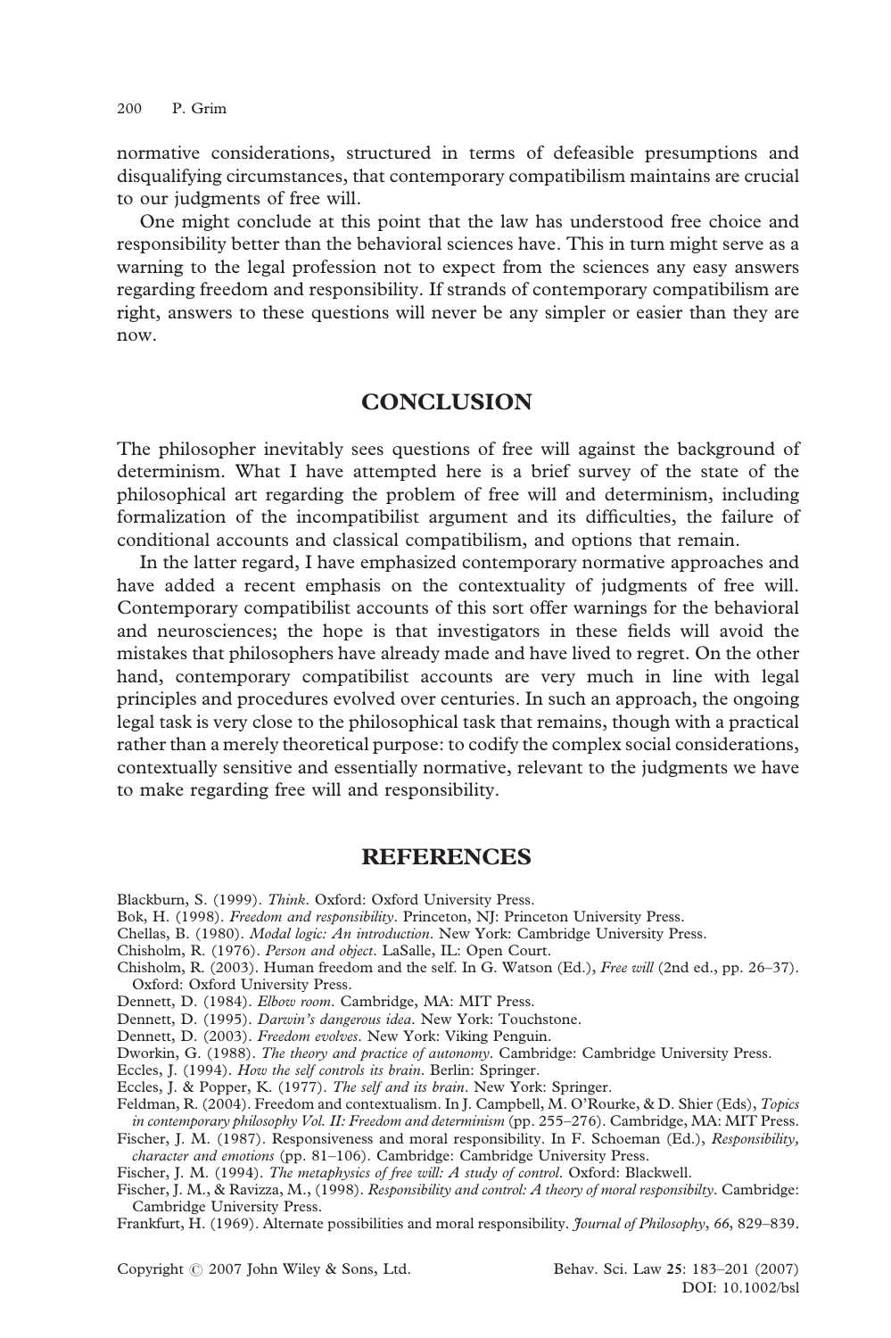normative considerations, structured in terms of defeasible presumptions and disqualifying circumstances, that contemporary compatibilism maintains are crucial to our judgments of free will.

One might conclude at this point that the law has understood free choice and responsibility better than the behavioral sciences have. This in turn might serve as a warning to the legal profession not to expect from the sciences any easy answers regarding freedom and responsibility. If strands of contemporary compatibilism are right, answers to these questions will never be any simpler or easier than they are now.

#### **CONCLUSION**

The philosopher inevitably sees questions of free will against the background of determinism. What I have attempted here is a brief survey of the state of the philosophical art regarding the problem of free will and determinism, including formalization of the incompatibilist argument and its difficulties, the failure of conditional accounts and classical compatibilism, and options that remain.

In the latter regard, I have emphasized contemporary normative approaches and have added a recent emphasis on the contextuality of judgments of free will. Contemporary compatibilist accounts of this sort offer warnings for the behavioral and neurosciences; the hope is that investigators in these fields will avoid the mistakes that philosophers have already made and have lived to regret. On the other hand, contemporary compatibilist accounts are very much in line with legal principles and procedures evolved over centuries. In such an approach, the ongoing legal task is very close to the philosophical task that remains, though with a practical rather than a merely theoretical purpose: to codify the complex social considerations, contextually sensitive and essentially normative, relevant to the judgments we have to make regarding free will and responsibility.

#### **REFERENCES**

Blackburn, S. (1999). Think. Oxford: Oxford University Press.

Bok, H. (1998). Freedom and responsibility. Princeton, NJ: Princeton University Press.

- Chellas, B. (1980). Modal logic: An introduction. New York: Cambridge University Press.
- Chisholm, R. (1976). Person and object. LaSalle, IL: Open Court.
- Chisholm, R. (2003). Human freedom and the self. In G. Watson (Ed.), Free will (2nd ed., pp. 26–37). Oxford: Oxford University Press.

Dennett, D. (1984). Elbow room. Cambridge, MA: MIT Press.

Dennett, D. (1995). Darwin's dangerous idea. New York: Touchstone.

- Dennett, D. (2003). Freedom evolves. New York: Viking Penguin.
- Dworkin, G. (1988). The theory and practice of autonomy. Cambridge: Cambridge University Press.
- Eccles, J. (1994). How the self controls its brain. Berlin: Springer.

Eccles, J. & Popper, K. (1977). The self and its brain. New York: Springer.

Feldman, R. (2004). Freedom and contextualism. In J. Campbell, M. O'Rourke, & D. Shier (Eds), Topics in contemporary philosophy Vol. II: Freedom and determinism (pp. 255–276). Cambridge, MA: MIT Press.

Fischer, J. M. (1987). Responsiveness and moral responsibility. In F. Schoeman (Ed.), Responsibility, character and emotions (pp. 81–106). Cambridge: Cambridge University Press.

Fischer, J. M. (1994). The metaphysics of free will: A study of control. Oxford: Blackwell.

Fischer, J. M., & Ravizza, M., (1998). Responsibility and control: A theory of moral responsibilty. Cambridge: Cambridge University Press.

Frankfurt, H. (1969). Alternate possibilities and moral responsibility. Journal of Philosophy, 66, 829–839.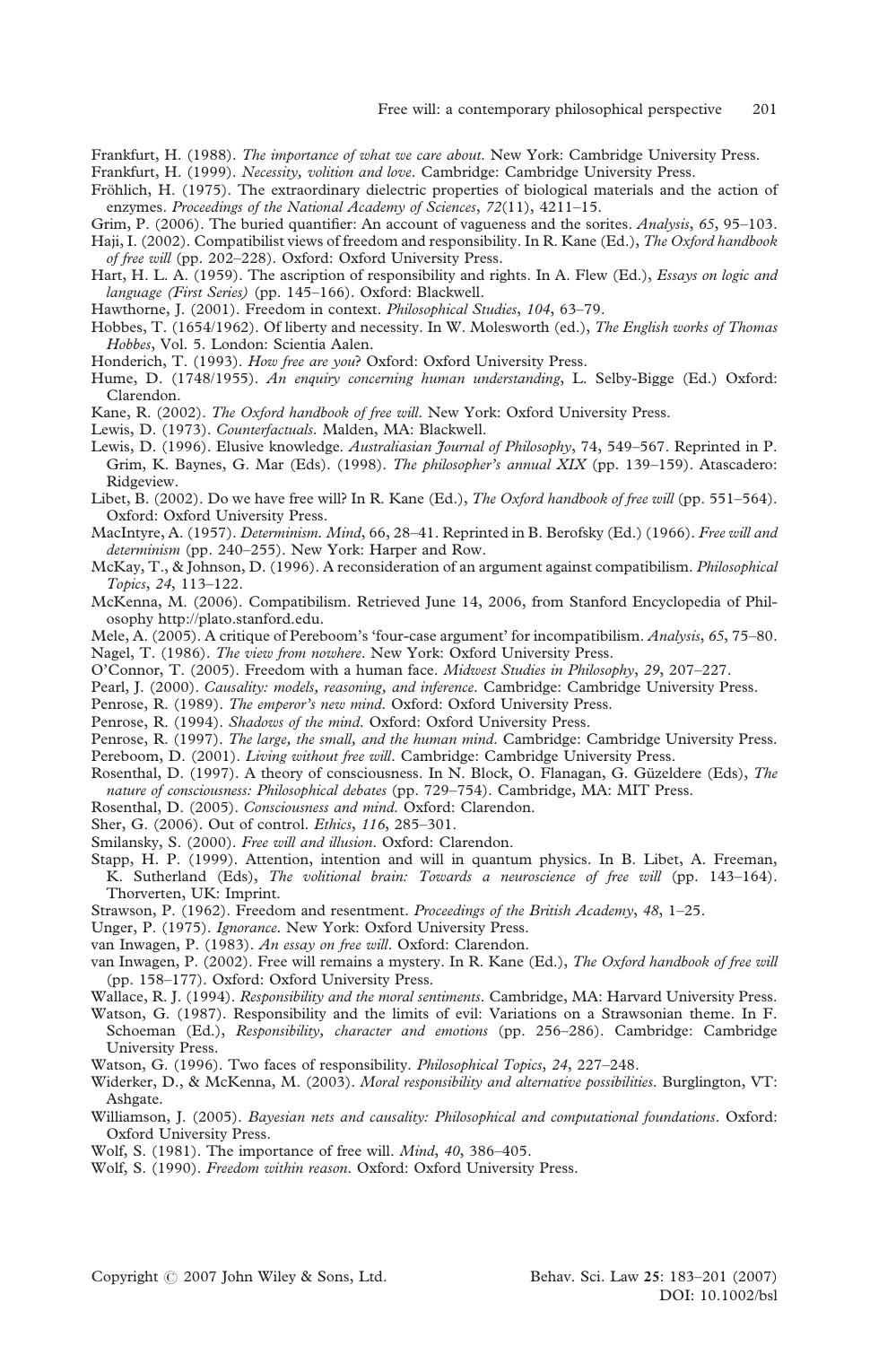Frankfurt, H. (1988). The importance of what we care about. New York: Cambridge University Press.

Frankfurt, H. (1999). Necessity, volition and love. Cambridge: Cambridge University Press.

- Fröhlich, H. (1975). The extraordinary dielectric properties of biological materials and the action of enzymes. Proceedings of the National Academy of Sciences, 72(11), 4211-15.
- Grim, P. (2006). The buried quantifier: An account of vagueness and the sorites. Analysis, 65, 95–103.
- Haji, I. (2002). Compatibilist views of freedom and responsibility. In R. Kane (Ed.), The Oxford handbook of free will (pp. 202–228). Oxford: Oxford University Press.
- Hart, H. L. A. (1959). The ascription of responsibility and rights. In A. Flew (Ed.), Essays on logic and language (First Series) (pp. 145–166). Oxford: Blackwell.
- Hawthorne, J. (2001). Freedom in context. Philosophical Studies, 104, 63–79.
- Hobbes, T. (1654/1962). Of liberty and necessity. In W. Molesworth (ed.), The English works of Thomas Hobbes, Vol. 5. London: Scientia Aalen.
- Honderich, T. (1993). How free are you? Oxford: Oxford University Press.
- Hume, D. (1748/1955). An enquiry concerning human understanding, L. Selby-Bigge (Ed.) Oxford: Clarendon.
- Kane, R. (2002). The Oxford handbook of free will. New York: Oxford University Press.
- Lewis, D. (1973). Counterfactuals. Malden, MA: Blackwell.
- Lewis, D. (1996). Elusive knowledge. Australiasian Journal of Philosophy, 74, 549–567. Reprinted in P. Grim, K. Baynes, G. Mar (Eds). (1998). The philosopher's annual XIX (pp. 139-159). Atascadero: Ridgeview.
- Libet, B. (2002). Do we have free will? In R. Kane (Ed.), The Oxford handbook of free will (pp. 551–564). Oxford: Oxford University Press.
- MacIntyre, A. (1957). Determinism. Mind, 66, 28-41. Reprinted in B. Berofsky (Ed.) (1966). Free will and determinism (pp. 240-255). New York: Harper and Row.
- McKay, T., & Johnson, D. (1996). A reconsideration of an argument against compatibilism. Philosophical Topics, 24, 113–122.
- McKenna, M. (2006). Compatibilism. Retrieved June 14, 2006, from Stanford Encyclopedia of Philosophy http://plato.stanford.edu.
- Mele, A. (2005). A critique of Pereboom's 'four-case argument' for incompatibilism. Analysis, 65, 75–80.

Nagel, T. (1986). The view from nowhere. New York: Oxford University Press.

- O'Connor, T. (2005). Freedom with a human face. Midwest Studies in Philosophy, 29, 207–227.
- Pearl, J. (2000). Causality: models, reasoning, and inference. Cambridge: Cambridge University Press.
- Penrose, R. (1989). The emperor's new mind. Oxford: Oxford University Press.
- Penrose, R. (1994). Shadows of the mind. Oxford: Oxford University Press.
- Penrose, R. (1997). The large, the small, and the human mind. Cambridge: Cambridge University Press. Pereboom, D. (2001). Living without free will. Cambridge: Cambridge University Press.
- Rosenthal, D. (1997). A theory of consciousness. In N. Block, O. Flanagan, G. Güzeldere (Eds), The nature of consciousness: Philosophical debates (pp. 729–754). Cambridge, MA: MIT Press.
- Rosenthal, D. (2005). Consciousness and mind. Oxford: Clarendon.
- Sher, G. (2006). Out of control. Ethics, 116, 285–301.
- Smilansky, S. (2000). Free will and illusion. Oxford: Clarendon.
- Stapp, H. P. (1999). Attention, intention and will in quantum physics. In B. Libet, A. Freeman, K. Sutherland (Eds), The volitional brain: Towards a neuroscience of free will (pp. 143–164). Thorverten, UK: Imprint.
- Strawson, P. (1962). Freedom and resentment. Proceedings of the British Academy, 48, 1–25.
- Unger, P. (1975). Ignorance. New York: Oxford University Press.
- van Inwagen, P. (1983). An essay on free will. Oxford: Clarendon.
- van Inwagen, P. (2002). Free will remains a mystery. In R. Kane (Ed.), The Oxford handbook of free will (pp. 158–177). Oxford: Oxford University Press.
- Wallace, R. J. (1994). Responsibility and the moral sentiments. Cambridge, MA: Harvard University Press. Watson, G. (1987). Responsibility and the limits of evil: Variations on a Strawsonian theme. In F. Schoeman (Ed.), Responsibility, character and emotions (pp. 256–286). Cambridge: Cambridge University Press.
- Watson, G. (1996). Two faces of responsibility. Philosophical Topics, 24, 227-248.
- Widerker, D., & McKenna, M. (2003). Moral responsibility and alternative possibilities. Burglington, VT: Ashgate.
- Williamson, J. (2005). Bayesian nets and causality: Philosophical and computational foundations. Oxford: Oxford University Press.
- Wolf, S. (1981). The importance of free will. *Mind*, 40, 386-405.
- Wolf, S. (1990). Freedom within reason. Oxford: Oxford University Press.